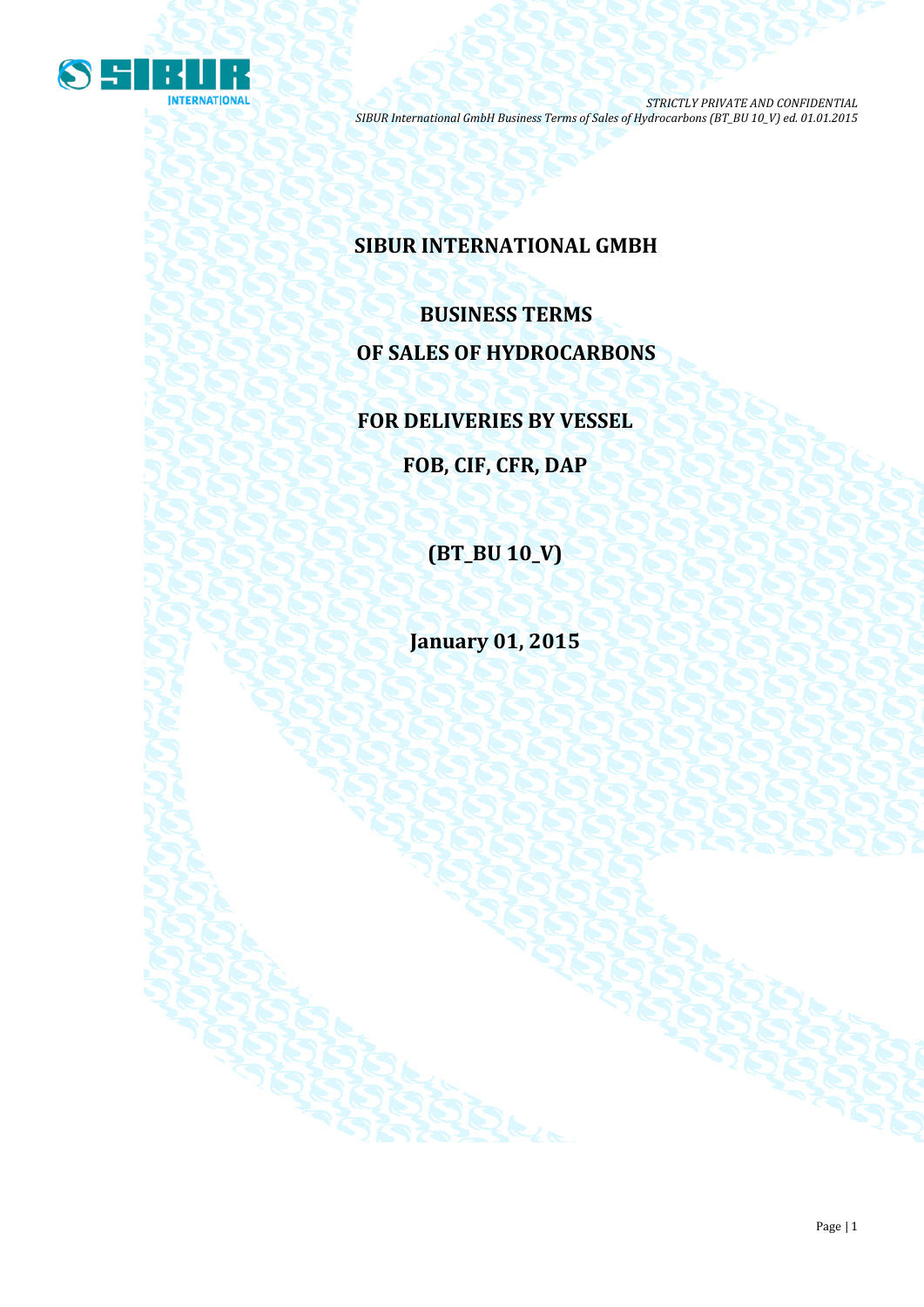# SIBUR INTERNATIONAL GMBH

## BUSINESS TERMS

## OF SALES OF HYDROCARBONS

## FOR DELIVERIES BY VESSEL

## FOB, CIF, CFR, DAP

## (BT_BU 10_V)

## January 01, 2015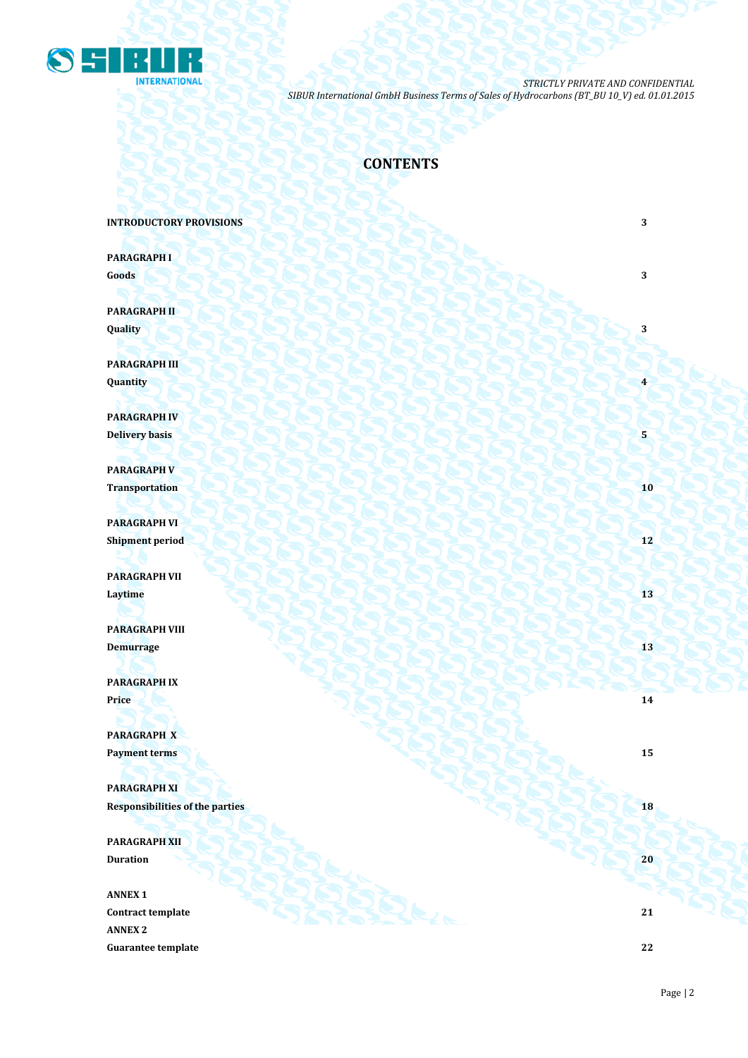# CONTENTS

| | |
|---|---|
| **INTRODUCTORY PROVISIONS** | **3** |
| **PARAGRAPH I**<br>**Goods** | **3** |
| **PARAGRAPH II**<br>**Quality** | **3** |
| **PARAGRAPH III**<br>**Quantity** | **4** |
| **PARAGRAPH IV**<br>**Delivery basis** | **5** |
| **PARAGRAPH V**<br>**Transportation** | **10** |
| **PARAGRAPH VI**<br>**Shipment period** | **12** |
| **PARAGRAPH VII**<br>**Laytime** | **13** |
| **PARAGRAPH VIII**<br>**Demurrage** | **13** |
| **PARAGRAPH IX**<br>**Price** | **14** |
| **PARAGRAPH X**<br>**Payment terms** | **15** |
| **PARAGRAPH XI**<br>**Responsibilities of the parties** | **18** |
| **PARAGRAPH XII**<br>**Duration** | **20** |
| **ANNEX 1**<br>**Contract template** | **21** |
| **ANNEX 2**<br>**Guarantee template** | **22** |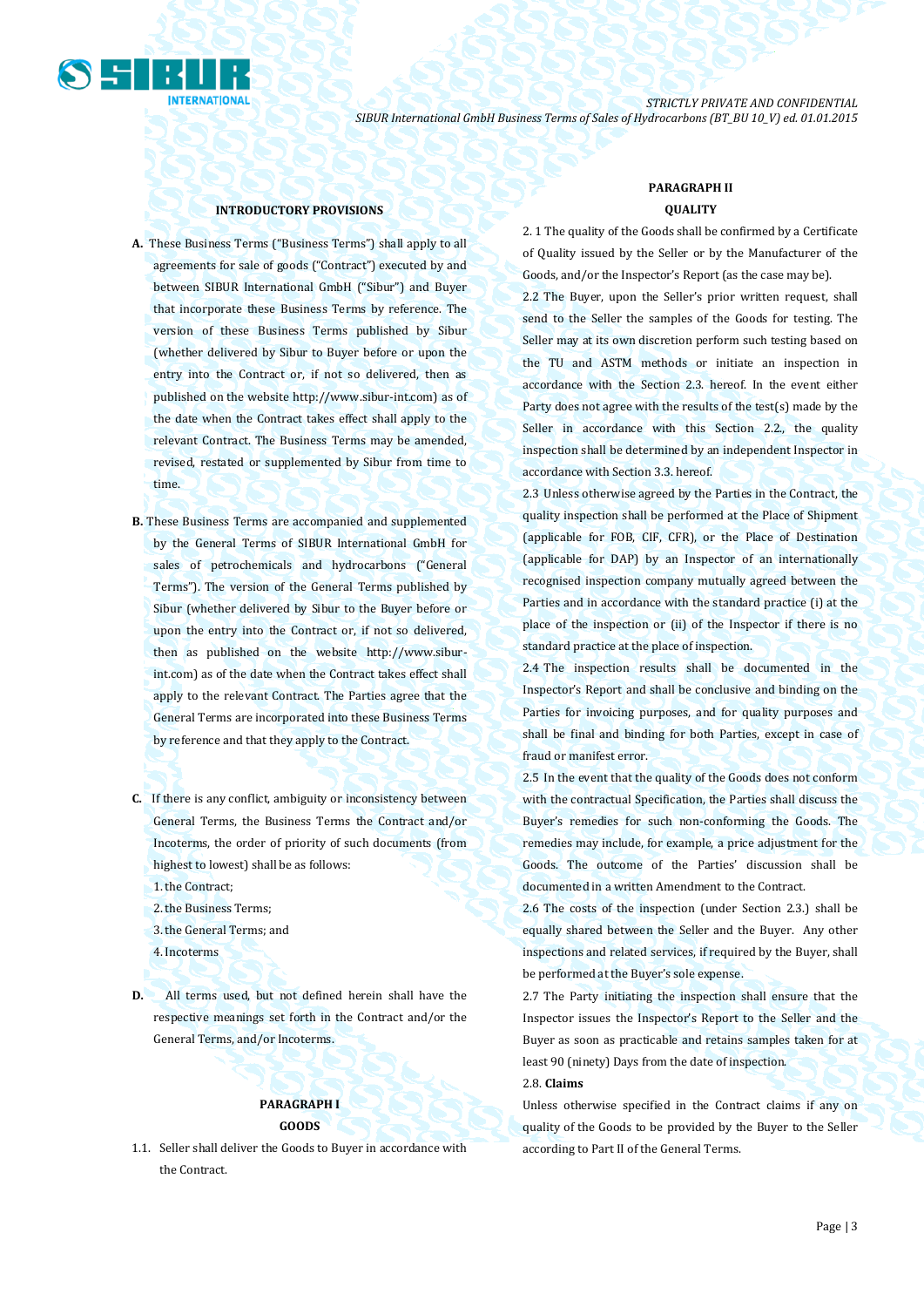## INTRODUCTORY PROVISIONS

**A.** These Business Terms ("Business Terms") shall apply to all agreements for sale of goods ("Contract") executed by and between SIBUR International GmbH ("Sibur") and Buyer that incorporate these Business Terms by reference. The version of these Business Terms published by Sibur (whether delivered by Sibur to Buyer before or upon the entry into the Contract or, if not so delivered, then as published on the website http://www.sibur-int.com) as of the date when the Contract takes effect shall apply to the relevant Contract. The Business Terms may be amended, revised, restated or supplemented by Sibur from time to time.

**B.** These Business Terms are accompanied and supplemented by the General Terms of SIBUR International GmbH for sales of petrochemicals and hydrocarbons ("General Terms"). The version of the General Terms published by Sibur (whether delivered by Sibur to the Buyer before or upon the entry into the Contract or, if not so delivered, then as published on the website http://www.sibur-int.com) as of the date when the Contract takes effect shall apply to the relevant Contract. The Parties agree that the General Terms are incorporated into these Business Terms by reference and that they apply to the Contract.

**C.** If there is any conflict, ambiguity or inconsistency between General Terms, the Business Terms the Contract and/or Incoterms, the order of priority of such documents (from highest to lowest) shall be as follows:

1. the Contract;
2. the Business Terms;
3. the General Terms; and
4. Incoterms

**D.** All terms used, but not defined herein shall have the respective meanings set forth in the Contract and/or the General Terms, and/or Incoterms.

## PARAGRAPH I
## GOODS

1.1. Seller shall deliver the Goods to Buyer in accordance with the Contract.

## PARAGRAPH II
## QUALITY

2. 1 The quality of the Goods shall be confirmed by a Certificate of Quality issued by the Seller or by the Manufacturer of the Goods, and/or the Inspector's Report (as the case may be).

2.2 The Buyer, upon the Seller's prior written request, shall send to the Seller the samples of the Goods for testing. The Seller may at its own discretion perform such testing based on the TU and ASTM methods or initiate an inspection in accordance with the Section 2.3. hereof. In the event either Party does not agree with the results of the test(s) made by the Seller in accordance with this Section 2.2., the quality inspection shall be determined by an independent Inspector in accordance with Section 3.3. hereof.

2.3 Unless otherwise agreed by the Parties in the Contract, the quality inspection shall be performed at the Place of Shipment (applicable for FOB, CIF, CFR), or the Place of Destination (applicable for DAP) by an Inspector of an internationally recognised inspection company mutually agreed between the Parties and in accordance with the standard practice (i) at the place of the inspection or (ii) of the Inspector if there is no standard practice at the place of inspection.

2.4 The inspection results shall be documented in the Inspector's Report and shall be conclusive and binding on the Parties for invoicing purposes, and for quality purposes and shall be final and binding for both Parties, except in case of fraud or manifest error.

2.5 In the event that the quality of the Goods does not conform with the contractual Specification, the Parties shall discuss the Buyer's remedies for such non-conforming the Goods. The remedies may include, for example, a price adjustment for the Goods. The outcome of the Parties' discussion shall be documented in a written Amendment to the Contract.

2.6 The costs of the inspection (under Section 2.3.) shall be equally shared between the Seller and the Buyer. Any other inspections and related services, if required by the Buyer, shall be performed at the Buyer's sole expense.

2.7 The Party initiating the inspection shall ensure that the Inspector issues the Inspector's Report to the Seller and the Buyer as soon as practicable and retains samples taken for at least 90 (ninety) Days from the date of inspection.

2.8. **Claims**

Unless otherwise specified in the Contract claims if any on quality of the Goods to be provided by the Buyer to the Seller according to Part II of the General Terms.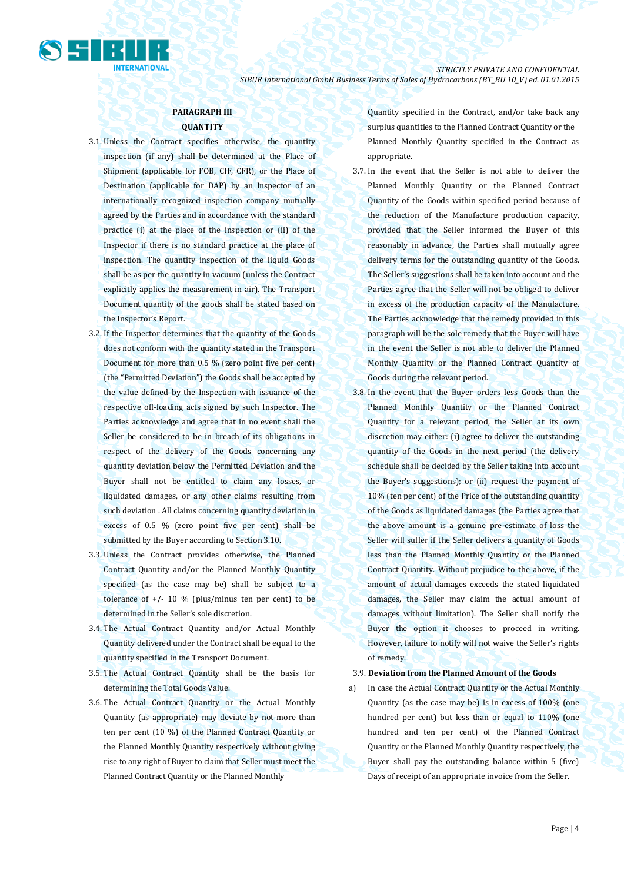## PARAGRAPH III
## QUANTITY

3.1. Unless the Contract specifies otherwise, the quantity inspection (if any) shall be determined at the Place of Shipment (applicable for FOB, CIF, CFR), or the Place of Destination (applicable for DAP) by an Inspector of an internationally recognized inspection company mutually agreed by the Parties and in accordance with the standard practice (i) at the place of the inspection or (ii) of the Inspector if there is no standard practice at the place of inspection. The quantity inspection of the liquid Goods shall be as per the quantity in vacuum (unless the Contract explicitly applies the measurement in air). The Transport Document quantity of the goods shall be stated based on the Inspector's Report.

3.2. If the Inspector determines that the quantity of the Goods does not conform with the quantity stated in the Transport Document for more than 0.5 % (zero point five per cent) (the "Permitted Deviation") the Goods shall be accepted by the value defined by the Inspection with issuance of the respective off-loading acts signed by such Inspector. The Parties acknowledge and agree that in no event shall the Seller be considered to be in breach of its obligations in respect of the delivery of the Goods concerning any quantity deviation below the Permitted Deviation and the Buyer shall not be entitled to claim any losses, or liquidated damages, or any other claims resulting from such deviation . All claims concerning quantity deviation in excess of 0.5 % (zero point five per cent) shall be submitted by the Buyer according to Section 3.10.

3.3. Unless the Contract provides otherwise, the Planned Contract Quantity and/or the Planned Monthly Quantity specified (as the case may be) shall be subject to a tolerance of +/- 10 % (plus/minus ten per cent) to be determined in the Seller's sole discretion.

3.4. The Actual Contract Quantity and/or Actual Monthly Quantity delivered under the Contract shall be equal to the quantity specified in the Transport Document.

3.5. The Actual Contract Quantity shall be the basis for determining the Total Goods Value.

3.6. The Actual Contract Quantity or the Actual Monthly Quantity (as appropriate) may deviate by not more than ten per cent (10 %) of the Planned Contract Quantity or the Planned Monthly Quantity respectively without giving rise to any right of Buyer to claim that Seller must meet the Planned Contract Quantity or the Planned Monthly Quantity specified in the Contract, and/or take back any surplus quantities to the Planned Contract Quantity or the Planned Monthly Quantity specified in the Contract as appropriate.

3.7. In the event that the Seller is not able to deliver the Planned Monthly Quantity or the Planned Contract Quantity of the Goods within specified period because of the reduction of the Manufacture production capacity, provided that the Seller informed the Buyer of this reasonably in advance, the Parties shall mutually agree delivery terms for the outstanding quantity of the Goods. The Seller's suggestions shall be taken into account and the Parties agree that the Seller will not be obliged to deliver in excess of the production capacity of the Manufacture. The Parties acknowledge that the remedy provided in this paragraph will be the sole remedy that the Buyer will have in the event the Seller is not able to deliver the Planned Monthly Quantity or the Planned Contract Quantity of Goods during the relevant period.

3.8. In the event that the Buyer orders less Goods than the Planned Monthly Quantity or the Planned Contract Quantity for a relevant period, the Seller at its own discretion may either: (i) agree to deliver the outstanding quantity of the Goods in the next period (the delivery schedule shall be decided by the Seller taking into account the Buyer's suggestions); or (ii) request the payment of 10% (ten per cent) of the Price of the outstanding quantity of the Goods as liquidated damages (the Parties agree that the above amount is a genuine pre-estimate of loss the Seller will suffer if the Seller delivers a quantity of Goods less than the Planned Monthly Quantity or the Planned Contract Quantity. Without prejudice to the above, if the amount of actual damages exceeds the stated liquidated damages, the Seller may claim the actual amount of damages without limitation). The Seller shall notify the Buyer the option it chooses to proceed in writing. However, failure to notify will not waive the Seller's rights of remedy.

3.9. **Deviation from the Planned Amount of the Goods**

a) In case the Actual Contract Quantity or the Actual Monthly Quantity (as the case may be) is in excess of 100% (one hundred per cent) but less than or equal to 110% (one hundred and ten per cent) of the Planned Contract Quantity or the Planned Monthly Quantity respectively, the Buyer shall pay the outstanding balance within 5 (five) Days of receipt of an appropriate invoice from the Seller.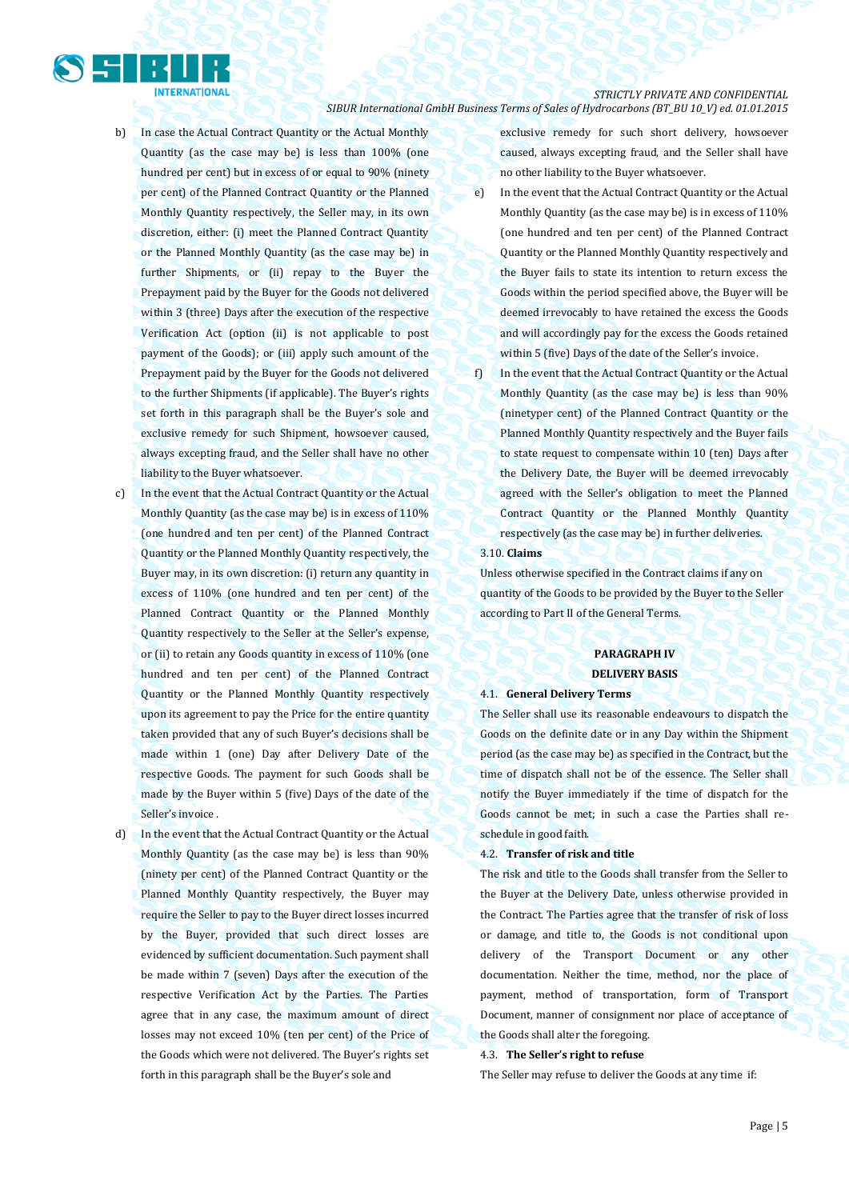b) In case the Actual Contract Quantity or the Actual Monthly Quantity (as the case may be) is less than 100% (one hundred per cent) but in excess of or equal to 90% (ninety per cent) of the Planned Contract Quantity or the Planned Monthly Quantity respectively, the Seller may, in its own discretion, either: (i) meet the Planned Contract Quantity or the Planned Monthly Quantity (as the case may be) in further Shipments, or (ii) repay to the Buyer the Prepayment paid by the Buyer for the Goods not delivered within 3 (three) Days after the execution of the respective Verification Act (option (ii) is not applicable to post payment of the Goods); or (iii) apply such amount of the Prepayment paid by the Buyer for the Goods not delivered to the further Shipments (if applicable). The Buyer's rights set forth in this paragraph shall be the Buyer's sole and exclusive remedy for such Shipment, howsoever caused, always excepting fraud, and the Seller shall have no other liability to the Buyer whatsoever.

c) In the event that the Actual Contract Quantity or the Actual Monthly Quantity (as the case may be) is in excess of 110% (one hundred and ten per cent) of the Planned Contract Quantity or the Planned Monthly Quantity respectively, the Buyer may, in its own discretion: (i) return any quantity in excess of 110% (one hundred and ten per cent) of the Planned Contract Quantity or the Planned Monthly Quantity respectively to the Seller at the Seller's expense, or (ii) to retain any Goods quantity in excess of 110% (one hundred and ten per cent) of the Planned Contract Quantity or the Planned Monthly Quantity respectively upon its agreement to pay the Price for the entire quantity taken provided that any of such Buyer's decisions shall be made within 1 (one) Day after Delivery Date of the respective Goods. The payment for such Goods shall be made by the Buyer within 5 (five) Days of the date of the Seller's invoice .

d) In the event that the Actual Contract Quantity or the Actual Monthly Quantity (as the case may be) is less than 90% (ninety per cent) of the Planned Contract Quantity or the Planned Monthly Quantity respectively, the Buyer may require the Seller to pay to the Buyer direct losses incurred by the Buyer, provided that such direct losses are evidenced by sufficient documentation. Such payment shall be made within 7 (seven) Days after the execution of the respective Verification Act by the Parties. The Parties agree that in any case, the maximum amount of direct losses may not exceed 10% (ten per cent) of the Price of the Goods which were not delivered. The Buyer's rights set forth in this paragraph shall be the Buyer's sole and exclusive remedy for such short delivery, howsoever caused, always excepting fraud, and the Seller shall have no other liability to the Buyer whatsoever.

e) In the event that the Actual Contract Quantity or the Actual Monthly Quantity (as the case may be) is in excess of 110% (one hundred and ten per cent) of the Planned Contract Quantity or the Planned Monthly Quantity respectively and the Buyer fails to state its intention to return excess the Goods within the period specified above, the Buyer will be deemed irrevocably to have retained the excess the Goods and will accordingly pay for the excess the Goods retained within 5 (five) Days of the date of the Seller's invoice.

f) In the event that the Actual Contract Quantity or the Actual Monthly Quantity (as the case may be) is less than 90% (ninetyper cent) of the Planned Contract Quantity or the Planned Monthly Quantity respectively and the Buyer fails to state request to compensate within 10 (ten) Days after the Delivery Date, the Buyer will be deemed irrevocably agreed with the Seller's obligation to meet the Planned Contract Quantity or the Planned Monthly Quantity respectively (as the case may be) in further deliveries.

3.10. **Claims**

Unless otherwise specified in the Contract claims if any on quantity of the Goods to be provided by the Buyer to the Seller according to Part II of the General Terms.

## PARAGRAPH IV
## DELIVERY BASIS

4.1. **General Delivery Terms**

The Seller shall use its reasonable endeavours to dispatch the Goods on the definite date or in any Day within the Shipment period (as the case may be) as specified in the Contract, but the time of dispatch shall not be of the essence. The Seller shall notify the Buyer immediately if the time of dispatch for the Goods cannot be met; in such a case the Parties shall re-schedule in good faith.

4.2. **Transfer of risk and title**

The risk and title to the Goods shall transfer from the Seller to the Buyer at the Delivery Date, unless otherwise provided in the Contract. The Parties agree that the transfer of risk of loss or damage, and title to, the Goods is not conditional upon delivery of the Transport Document or any other documentation. Neither the time, method, nor the place of payment, method of transportation, form of Transport Document, manner of consignment nor place of acceptance of the Goods shall alter the foregoing.

4.3. **The Seller's right to refuse**

The Seller may refuse to deliver the Goods at any time if: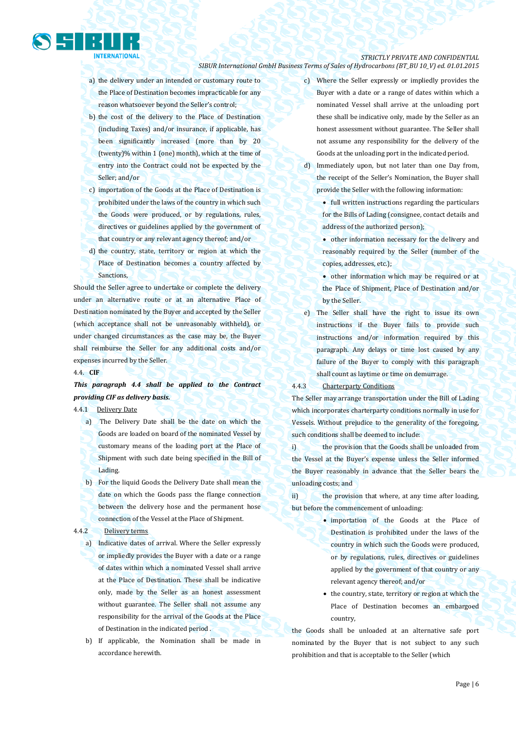a) the delivery under an intended or customary route to the Place of Destination becomes impracticable for any reason whatsoever beyond the Seller's control;

b) the cost of the delivery to the Place of Destination (including Taxes) and/or insurance, if applicable, has been significantly increased (more than by 20 (twenty)% within 1 (one) month), which at the time of entry into the Contract could not be expected by the Seller; and/or

c) importation of the Goods at the Place of Destination is prohibited under the laws of the country in which such the Goods were produced, or by regulations, rules, directives or guidelines applied by the government of that country or any relevant agency thereof; and/or

d) the country, state, territory or region at which the Place of Destination becomes a country affected by Sanctions,

Should the Seller agree to undertake or complete the delivery under an alternative route or at an alternative Place of Destination nominated by the Buyer and accepted by the Seller (which acceptance shall not be unreasonably withheld), or under changed circumstances as the case may be, the Buyer shall reimburse the Seller for any additional costs and/or expenses incurred by the Seller.

4.4. **CIF**

***This paragraph 4.4 shall be applied to the Contract providing CIF as delivery basis.***

4.4.1 Delivery Date

a) The Delivery Date shall be the date on which the Goods are loaded on board of the nominated Vessel by customary means of the loading port at the Place of Shipment with such date being specified in the Bill of Lading.

b) For the liquid Goods the Delivery Date shall mean the date on which the Goods pass the flange connection between the delivery hose and the permanent hose connection of the Vessel at the Place of Shipment.

4.4.2 Delivery terms

a) Indicative dates of arrival. Where the Seller expressly or impliedly provides the Buyer with a date or a range of dates within which a nominated Vessel shall arrive at the Place of Destination. These shall be indicative only, made by the Seller as an honest assessment without guarantee. The Seller shall not assume any responsibility for the arrival of the Goods at the Place of Destination in the indicated period .

b) If applicable, the Nomination shall be made in accordance herewith.

c) Where the Seller expressly or impliedly provides the Buyer with a date or a range of dates within which a nominated Vessel shall arrive at the unloading port these shall be indicative only, made by the Seller as an honest assessment without guarantee. The Seller shall not assume any responsibility for the delivery of the Goods at the unloading port in the indicated period.

d) Immediately upon, but not later than one Day from, the receipt of the Seller's Nomination, the Buyer shall provide the Seller with the following information:

- full written instructions regarding the particulars for the Bills of Lading (consignee, contact details and address of the authorized person);
- other information necessary for the delivery and reasonably required by the Seller (number of the copies, addresses, etc.);
- other information which may be required or at the Place of Shipment, Place of Destination and/or by the Seller.

e) The Seller shall have the right to issue its own instructions if the Buyer fails to provide such instructions and/or information required by this paragraph. Any delays or time lost caused by any failure of the Buyer to comply with this paragraph shall count as laytime or time on demurrage.

4.4.3 Charterparty Conditions

The Seller may arrange transportation under the Bill of Lading which incorporates charterparty conditions normally in use for Vessels. Without prejudice to the generality of the foregoing, such conditions shall be deemed to include:

i) the provision that the Goods shall be unloaded from the Vessel at the Buyer's expense unless the Seller informed the Buyer reasonably in advance that the Seller bears the unloading costs; and

ii) the provision that where, at any time after loading, but before the commencement of unloading:

- importation of the Goods at the Place of Destination is prohibited under the laws of the country in which such the Goods were produced, or by regulations, rules, directives or guidelines applied by the government of that country or any relevant agency thereof; and/or
- the country, state, territory or region at which the Place of Destination becomes an embargoed country,

the Goods shall be unloaded at an alternative safe port nominated by the Buyer that is not subject to any such prohibition and that is acceptable to the Seller (which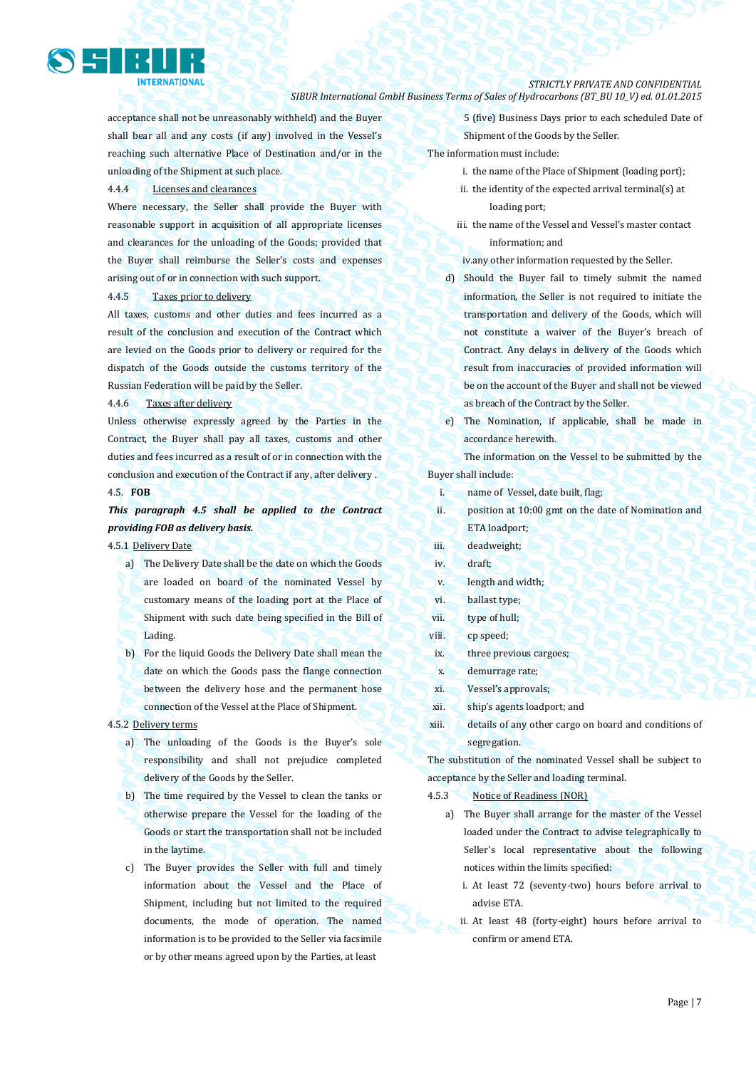acceptance shall not be unreasonably withheld) and the Buyer shall bear all and any costs (if any) involved in the Vessel's reaching such alternative Place of Destination and/or in the unloading of the Shipment at such place.

4.4.4 Licenses and clearances

Where necessary, the Seller shall provide the Buyer with reasonable support in acquisition of all appropriate licenses and clearances for the unloading of the Goods; provided that the Buyer shall reimburse the Seller's costs and expenses arising out of or in connection with such support.

4.4.5 Taxes prior to delivery

All taxes, customs and other duties and fees incurred as a result of the conclusion and execution of the Contract which are levied on the Goods prior to delivery or required for the dispatch of the Goods outside the customs territory of the Russian Federation will be paid by the Seller.

4.4.6 Taxes after delivery

Unless otherwise expressly agreed by the Parties in the Contract, the Buyer shall pay all taxes, customs and other duties and fees incurred as a result of or in connection with the conclusion and execution of the Contract if any, after delivery .

4.5. **FOB**

***This paragraph 4.5 shall be applied to the Contract providing FOB as delivery basis.***

4.5.1 Delivery Date

a) The Delivery Date shall be the date on which the Goods are loaded on board of the nominated Vessel by customary means of the loading port at the Place of Shipment with such date being specified in the Bill of Lading.

b) For the liquid Goods the Delivery Date shall mean the date on which the Goods pass the flange connection between the delivery hose and the permanent hose connection of the Vessel at the Place of Shipment.

4.5.2 Delivery terms

a) The unloading of the Goods is the Buyer's sole responsibility and shall not prejudice completed delivery of the Goods by the Seller.

b) The time required by the Vessel to clean the tanks or otherwise prepare the Vessel for the loading of the Goods or start the transportation shall not be included in the laytime.

c) The Buyer provides the Seller with full and timely information about the Vessel and the Place of Shipment, including but not limited to the required documents, the mode of operation. The named information is to be provided to the Seller via facsimile or by other means agreed upon by the Parties, at least 5 (five) Business Days prior to each scheduled Date of Shipment of the Goods by the Seller.

The information must include:

i. the name of the Place of Shipment (loading port);

ii. the identity of the expected arrival terminal(s) at loading port;

iii. the name of the Vessel and Vessel's master contact information; and

iv. any other information requested by the Seller.

d) Should the Buyer fail to timely submit the named information, the Seller is not required to initiate the transportation and delivery of the Goods, which will not constitute a waiver of the Buyer's breach of Contract. Any delays in delivery of the Goods which result from inaccuracies of provided information will be on the account of the Buyer and shall not be viewed as breach of the Contract by the Seller.

e) The Nomination, if applicable, shall be made in accordance herewith.

The information on the Vessel to be submitted by the Buyer shall include:

i. name of Vessel, date built, flag;

ii. position at 10:00 gmt on the date of Nomination and ETA loadport;

iii. deadweight;

iv. draft;

v. length and width;

vi. ballast type;

vii. type of hull;

viii. cp speed;

ix. three previous cargoes;

x. demurrage rate;

xi. Vessel's approvals;

xii. ship's agents loadport; and

xiii. details of any other cargo on board and conditions of segregation.

The substitution of the nominated Vessel shall be subject to acceptance by the Seller and loading terminal.

4.5.3 Notice of Readiness (NOR)

a) The Buyer shall arrange for the master of the Vessel loaded under the Contract to advise telegraphically to Seller's local representative about the following notices within the limits specified:

i. At least 72 (seventy-two) hours before arrival to advise ETA.

ii. At least 48 (forty-eight) hours before arrival to confirm or amend ETA.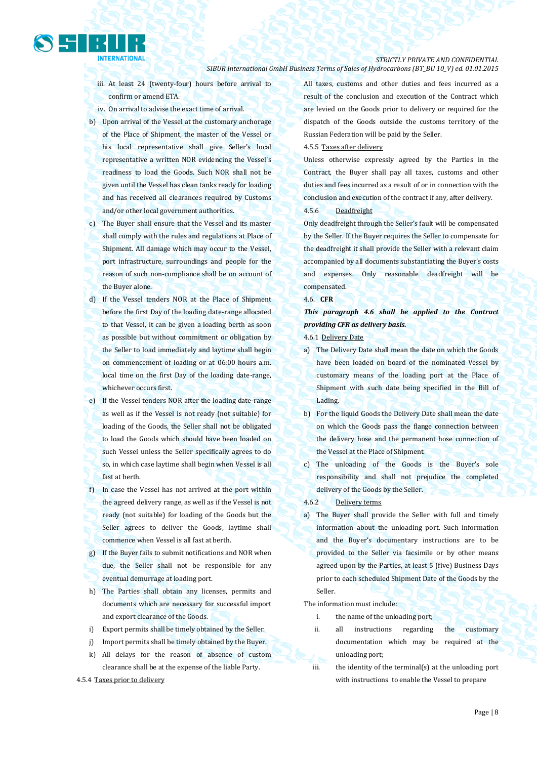iii. At least 24 (twenty-four) hours before arrival to confirm or amend ETA.

iv. On arrival to advise the exact time of arrival.

b) Upon arrival of the Vessel at the customary anchorage of the Place of Shipment, the master of the Vessel or his local representative shall give Seller's local representative a written NOR evidencing the Vessel's readiness to load the Goods. Such NOR shall not be given until the Vessel has clean tanks ready for loading and has received all clearances required by Customs and/or other local government authorities.

c) The Buyer shall ensure that the Vessel and its master shall comply with the rules and regulations at Place of Shipment. All damage which may occur to the Vessel, port infrastructure, surroundings and people for the reason of such non-compliance shall be on account of the Buyer alone.

d) If the Vessel tenders NOR at the Place of Shipment before the first Day of the loading date-range allocated to that Vessel, it can be given a loading berth as soon as possible but without commitment or obligation by the Seller to load immediately and laytime shall begin on commencement of loading or at 06:00 hours a.m. local time on the first Day of the loading date-range, whichever occurs first.

e) If the Vessel tenders NOR after the loading date-range as well as if the Vessel is not ready (not suitable) for loading of the Goods, the Seller shall not be obligated to load the Goods which should have been loaded on such Vessel unless the Seller specifically agrees to do so, in which case laytime shall begin when Vessel is all fast at berth.

f) In case the Vessel has not arrived at the port within the agreed delivery range, as well as if the Vessel is not ready (not suitable) for loading of the Goods but the Seller agrees to deliver the Goods, laytime shall commence when Vessel is all fast at berth.

g) If the Buyer fails to submit notifications and NOR when due, the Seller shall not be responsible for any eventual demurrage at loading port.

h) The Parties shall obtain any licenses, permits and documents which are necessary for successful import and export clearance of the Goods.

i) Export permits shall be timely obtained by the Seller.

j) Import permits shall be timely obtained by the Buyer.

k) All delays for the reason of absence of custom clearance shall be at the expense of the liable Party.

4.5.4 Taxes prior to delivery

All taxes, customs and other duties and fees incurred as a result of the conclusion and execution of the Contract which are levied on the Goods prior to delivery or required for the dispatch of the Goods outside the customs territory of the Russian Federation will be paid by the Seller.

4.5.5 Taxes after delivery

Unless otherwise expressly agreed by the Parties in the Contract, the Buyer shall pay all taxes, customs and other duties and fees incurred as a result of or in connection with the conclusion and execution of the contract if any, after delivery.

4.5.6 Deadfreight

Only deadfreight through the Seller's fault will be compensated by the Seller. If the Buyer requires the Seller to compensate for the deadfreight it shall provide the Seller with a relevant claim accompanied by all documents substantiating the Buyer's costs and expenses. Only reasonable deadfreight will be compensated.

### 4.6. CFR

***This paragraph 4.6 shall be applied to the Contract providing CFR as delivery basis.***

4.6.1 Delivery Date

a) The Delivery Date shall mean the date on which the Goods have been loaded on board of the nominated Vessel by customary means of the loading port at the Place of Shipment with such date being specified in the Bill of Lading.

b) For the liquid Goods the Delivery Date shall mean the date on which the Goods pass the flange connection between the delivery hose and the permanent hose connection of the Vessel at the Place of Shipment.

c) The unloading of the Goods is the Buyer's sole responsibility and shall not prejudice the completed delivery of the Goods by the Seller.

4.6.2 Delivery terms

a) The Buyer shall provide the Seller with full and timely information about the unloading port. Such information and the Buyer's documentary instructions are to be provided to the Seller via facsimile or by other means agreed upon by the Parties, at least 5 (five) Business Days prior to each scheduled Shipment Date of the Goods by the Seller.

The information must include:

i. the name of the unloading port;

ii. all instructions regarding the customary documentation which may be required at the unloading port;

iii. the identity of the terminal(s) at the unloading port with instructions to enable the Vessel to prepare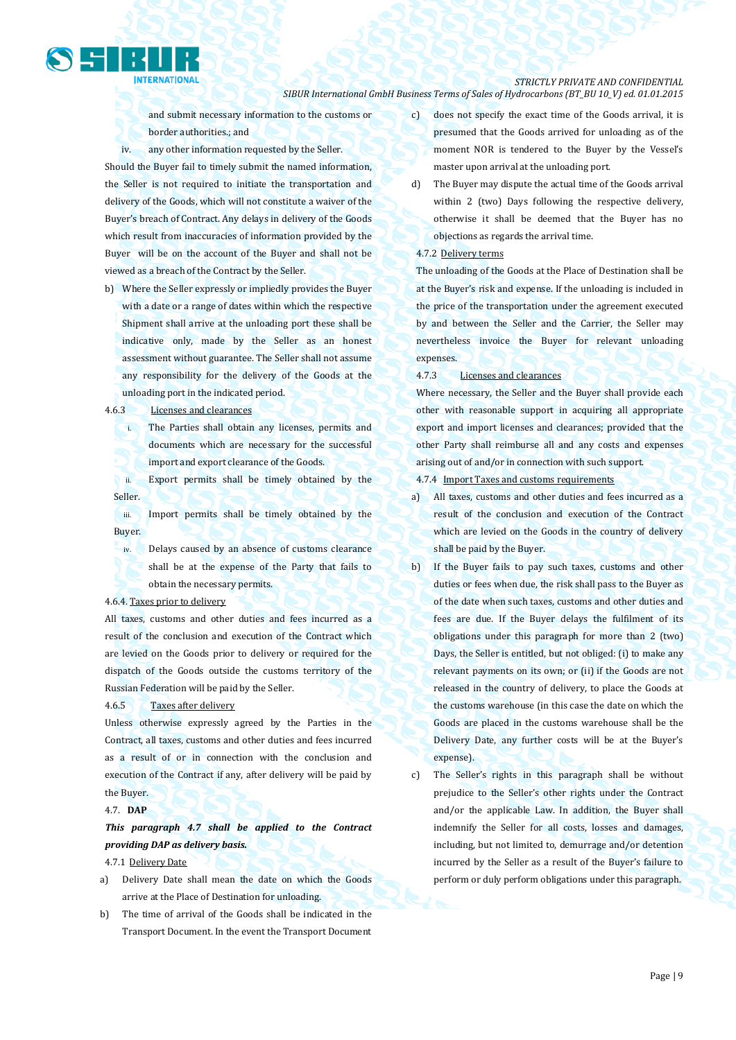and submit necessary information to the customs or border authorities.; and

iv. any other information requested by the Seller.

Should the Buyer fail to timely submit the named information, the Seller is not required to initiate the transportation and delivery of the Goods, which will not constitute a waiver of the Buyer's breach of Contract. Any delays in delivery of the Goods which result from inaccuracies of information provided by the Buyer will be on the account of the Buyer and shall not be viewed as a breach of the Contract by the Seller.

b) Where the Seller expressly or impliedly provides the Buyer with a date or a range of dates within which the respective Shipment shall arrive at the unloading port these shall be indicative only, made by the Seller as an honest assessment without guarantee. The Seller shall not assume any responsibility for the delivery of the Goods at the unloading port in the indicated period.

4.6.3 Licenses and clearances

i. The Parties shall obtain any licenses, permits and documents which are necessary for the successful import and export clearance of the Goods.

ii. Export permits shall be timely obtained by the Seller.

iii. Import permits shall be timely obtained by the Buyer.

iv. Delays caused by an absence of customs clearance shall be at the expense of the Party that fails to obtain the necessary permits.

4.6.4. Taxes prior to delivery

All taxes, customs and other duties and fees incurred as a result of the conclusion and execution of the Contract which are levied on the Goods prior to delivery or required for the dispatch of the Goods outside the customs territory of the Russian Federation will be paid by the Seller.

4.6.5 Taxes after delivery

Unless otherwise expressly agreed by the Parties in the Contract, all taxes, customs and other duties and fees incurred as a result of or in connection with the conclusion and execution of the Contract if any, after delivery will be paid by the Buyer.

4.7. **DAP**

***This paragraph 4.7 shall be applied to the Contract providing DAP as delivery basis.***

4.7.1 Delivery Date

a) Delivery Date shall mean the date on which the Goods arrive at the Place of Destination for unloading.

b) The time of arrival of the Goods shall be indicated in the Transport Document. In the event the Transport Document

c) does not specify the exact time of the Goods arrival, it is presumed that the Goods arrived for unloading as of the moment NOR is tendered to the Buyer by the Vessel's master upon arrival at the unloading port.

d) The Buyer may dispute the actual time of the Goods arrival within 2 (two) Days following the respective delivery, otherwise it shall be deemed that the Buyer has no objections as regards the arrival time.

4.7.2 Delivery terms

The unloading of the Goods at the Place of Destination shall be at the Buyer's risk and expense. If the unloading is included in the price of the transportation under the agreement executed by and between the Seller and the Carrier, the Seller may nevertheless invoice the Buyer for relevant unloading expenses.

4.7.3 Licenses and clearances

Where necessary, the Seller and the Buyer shall provide each other with reasonable support in acquiring all appropriate export and import licenses and clearances; provided that the other Party shall reimburse all and any costs and expenses arising out of and/or in connection with such support.

4.7.4 Import Taxes and customs requirements

a) All taxes, customs and other duties and fees incurred as a result of the conclusion and execution of the Contract which are levied on the Goods in the country of delivery shall be paid by the Buyer.

b) If the Buyer fails to pay such taxes, customs and other duties or fees when due, the risk shall pass to the Buyer as of the date when such taxes, customs and other duties and fees are due. If the Buyer delays the fulfilment of its obligations under this paragraph for more than 2 (two) Days, the Seller is entitled, but not obliged: (i) to make any relevant payments on its own; or (ii) if the Goods are not released in the country of delivery, to place the Goods at the customs warehouse (in this case the date on which the Goods are placed in the customs warehouse shall be the Delivery Date, any further costs will be at the Buyer's expense).

c) The Seller's rights in this paragraph shall be without prejudice to the Seller's other rights under the Contract and/or the applicable Law. In addition, the Buyer shall indemnify the Seller for all costs, losses and damages, including, but not limited to, demurrage and/or detention incurred by the Seller as a result of the Buyer's failure to perform or duly perform obligations under this paragraph.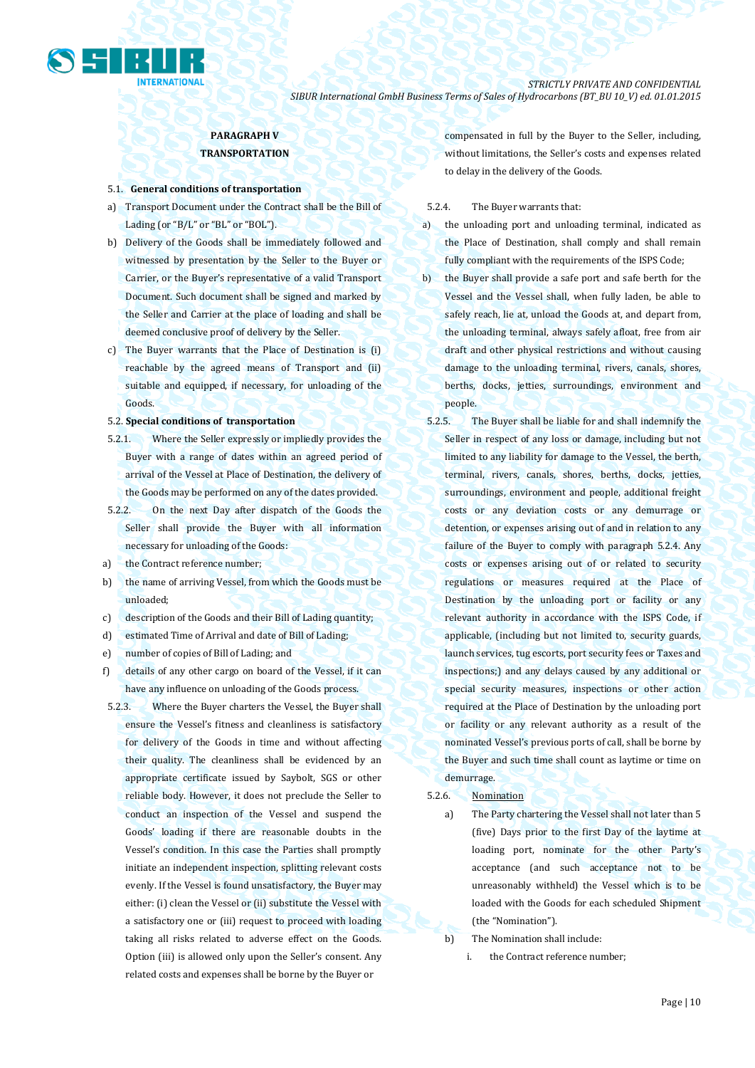**PARAGRAPH V**

**TRANSPORTATION**

5.1. **General conditions of transportation**

a) Transport Document under the Contract shall be the Bill of Lading (or "B/L" or "BL" or "BOL").

b) Delivery of the Goods shall be immediately followed and witnessed by presentation by the Seller to the Buyer or Carrier, or the Buyer's representative of a valid Transport Document. Such document shall be signed and marked by the Seller and Carrier at the place of loading and shall be deemed conclusive proof of delivery by the Seller.

c) The Buyer warrants that the Place of Destination is (i) reachable by the agreed means of Transport and (ii) suitable and equipped, if necessary, for unloading of the Goods.

5.2. **Special conditions of transportation**

5.2.1. Where the Seller expressly or impliedly provides the Buyer with a range of dates within an agreed period of arrival of the Vessel at Place of Destination, the delivery of the Goods may be performed on any of the dates provided.

5.2.2. On the next Day after dispatch of the Goods the Seller shall provide the Buyer with all information necessary for unloading of the Goods:

a) the Contract reference number;

b) the name of arriving Vessel, from which the Goods must be unloaded;

c) description of the Goods and their Bill of Lading quantity;

d) estimated Time of Arrival and date of Bill of Lading;

e) number of copies of Bill of Lading; and

f) details of any other cargo on board of the Vessel, if it can have any influence on unloading of the Goods process.

5.2.3. Where the Buyer charters the Vessel, the Buyer shall ensure the Vessel's fitness and cleanliness is satisfactory for delivery of the Goods in time and without affecting their quality. The cleanliness shall be evidenced by an appropriate certificate issued by Saybolt, SGS or other reliable body. However, it does not preclude the Seller to conduct an inspection of the Vessel and suspend the Goods' loading if there are reasonable doubts in the Vessel's condition. In this case the Parties shall promptly initiate an independent inspection, splitting relevant costs evenly. If the Vessel is found unsatisfactory, the Buyer may either: (i) clean the Vessel or (ii) substitute the Vessel with a satisfactory one or (iii) request to proceed with loading taking all risks related to adverse effect on the Goods. Option (iii) is allowed only upon the Seller's consent. Any related costs and expenses shall be borne by the Buyer or compensated in full by the Buyer to the Seller, including, without limitations, the Seller's costs and expenses related to delay in the delivery of the Goods.

5.2.4. The Buyer warrants that:

a) the unloading port and unloading terminal, indicated as the Place of Destination, shall comply and shall remain fully compliant with the requirements of the ISPS Code;

b) the Buyer shall provide a safe port and safe berth for the Vessel and the Vessel shall, when fully laden, be able to safely reach, lie at, unload the Goods at, and depart from, the unloading terminal, always safely afloat, free from air draft and other physical restrictions and without causing damage to the unloading terminal, rivers, canals, shores, berths, docks, jetties, surroundings, environment and people.

5.2.5. The Buyer shall be liable for and shall indemnify the Seller in respect of any loss or damage, including but not limited to any liability for damage to the Vessel, the berth, terminal, rivers, canals, shores, berths, docks, jetties, surroundings, environment and people, additional freight costs or any deviation costs or any demurrage or detention, or expenses arising out of and in relation to any failure of the Buyer to comply with paragraph 5.2.4. Any costs or expenses arising out of or related to security regulations or measures required at the Place of Destination by the unloading port or facility or any relevant authority in accordance with the ISPS Code, if applicable, (including but not limited to, security guards, launch services, tug escorts, port security fees or Taxes and inspections;) and any delays caused by any additional or special security measures, inspections or other action required at the Place of Destination by the unloading port or facility or any relevant authority as a result of the nominated Vessel's previous ports of call, shall be borne by the Buyer and such time shall count as laytime or time on demurrage.

5.2.6. Nomination

a) The Party chartering the Vessel shall not later than 5 (five) Days prior to the first Day of the laytime at loading port, nominate for the other Party's acceptance (and such acceptance not to be unreasonably withheld) the Vessel which is to be loaded with the Goods for each scheduled Shipment (the "Nomination").

b) The Nomination shall include:

i. the Contract reference number;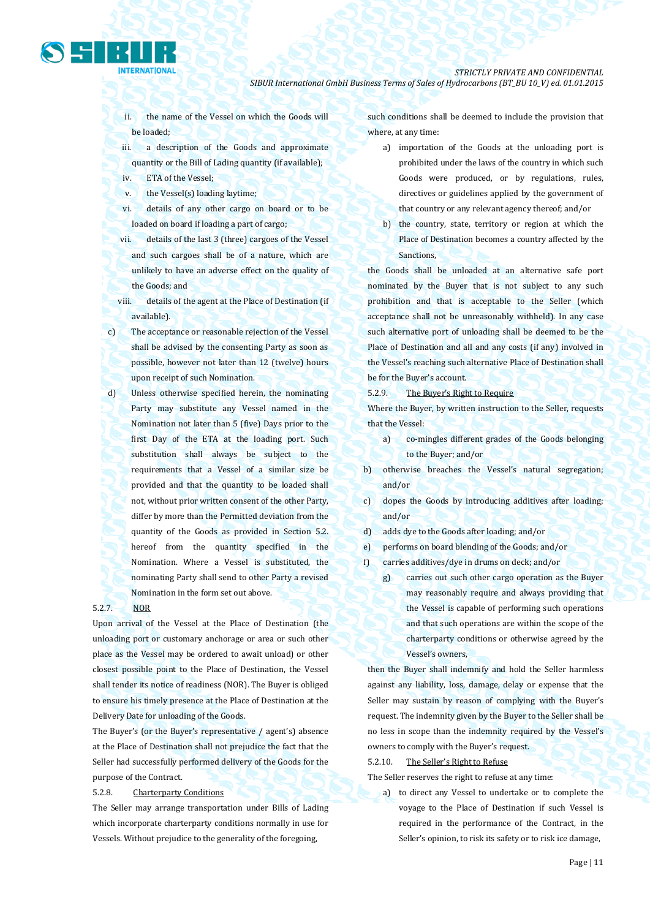ii. the name of the Vessel on which the Goods will be loaded;

iii. a description of the Goods and approximate quantity or the Bill of Lading quantity (if available);

iv. ETA of the Vessel;

v. the Vessel(s) loading laytime;

vi. details of any other cargo on board or to be loaded on board if loading a part of cargo;

vii. details of the last 3 (three) cargoes of the Vessel and such cargoes shall be of a nature, which are unlikely to have an adverse effect on the quality of the Goods; and

viii. details of the agent at the Place of Destination (if available).

c) The acceptance or reasonable rejection of the Vessel shall be advised by the consenting Party as soon as possible, however not later than 12 (twelve) hours upon receipt of such Nomination.

d) Unless otherwise specified herein, the nominating Party may substitute any Vessel named in the Nomination not later than 5 (five) Days prior to the first Day of the ETA at the loading port. Such substitution shall always be subject to the requirements that a Vessel of a similar size be provided and that the quantity to be loaded shall not, without prior written consent of the other Party, differ by more than the Permitted deviation from the quantity of the Goods as provided in Section 5.2. hereof from the quantity specified in the Nomination. Where a Vessel is substituted, the nominating Party shall send to other Party a revised Nomination in the form set out above.

5.2.7. <u>NOR</u>

Upon arrival of the Vessel at the Place of Destination (the unloading port or customary anchorage or area or such other place as the Vessel may be ordered to await unload) or other closest possible point to the Place of Destination, the Vessel shall tender its notice of readiness (NOR). The Buyer is obliged to ensure his timely presence at the Place of Destination at the Delivery Date for unloading of the Goods.

The Buyer's (or the Buyer's representative / agent's) absence at the Place of Destination shall not prejudice the fact that the Seller had successfully performed delivery of the Goods for the purpose of the Contract.

5.2.8. <u>Charterparty Conditions</u>

The Seller may arrange transportation under Bills of Lading which incorporate charterparty conditions normally in use for Vessels. Without prejudice to the generality of the foregoing, such conditions shall be deemed to include the provision that where, at any time:

a) importation of the Goods at the unloading port is prohibited under the laws of the country in which such Goods were produced, or by regulations, rules, directives or guidelines applied by the government of that country or any relevant agency thereof; and/or

b) the country, state, territory or region at which the Place of Destination becomes a country affected by the Sanctions,

the Goods shall be unloaded at an alternative safe port nominated by the Buyer that is not subject to any such prohibition and that is acceptable to the Seller (which acceptance shall not be unreasonably withheld). In any case such alternative port of unloading shall be deemed to be the Place of Destination and all and any costs (if any) involved in the Vessel's reaching such alternative Place of Destination shall be for the Buyer's account.

5.2.9. <u>The Buyer's Right to Require</u>

Where the Buyer, by written instruction to the Seller, requests that the Vessel:

a) co-mingles different grades of the Goods belonging to the Buyer; and/or

b) otherwise breaches the Vessel's natural segregation; and/or

c) dopes the Goods by introducing additives after loading; and/or

d) adds dye to the Goods after loading; and/or

e) performs on board blending of the Goods; and/or

f) carries additives/dye in drums on deck; and/or

g) carries out such other cargo operation as the Buyer may reasonably require and always providing that the Vessel is capable of performing such operations and that such operations are within the scope of the charterparty conditions or otherwise agreed by the Vessel's owners,

then the Buyer shall indemnify and hold the Seller harmless against any liability, loss, damage, delay or expense that the Seller may sustain by reason of complying with the Buyer's request. The indemnity given by the Buyer to the Seller shall be no less in scope than the indemnity required by the Vessel's owners to comply with the Buyer's request.

5.2.10. <u>The Seller's Right to Refuse</u>

The Seller reserves the right to refuse at any time:

a) to direct any Vessel to undertake or to complete the voyage to the Place of Destination if such Vessel is required in the performance of the Contract, in the Seller's opinion, to risk its safety or to risk ice damage,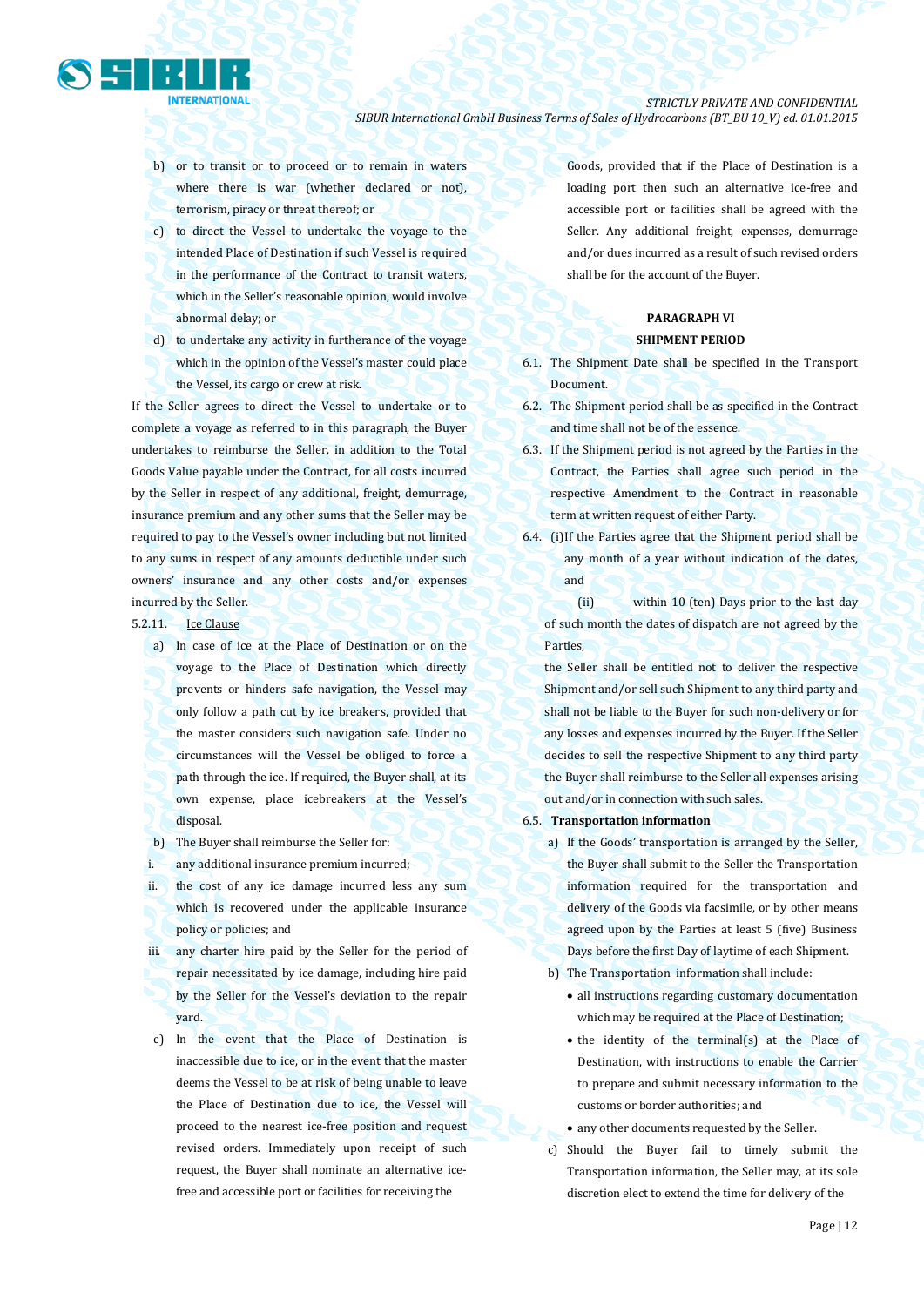b) or to transit or to proceed or to remain in waters where there is war (whether declared or not), terrorism, piracy or threat thereof; or

c) to direct the Vessel to undertake the voyage to the intended Place of Destination if such Vessel is required in the performance of the Contract to transit waters, which in the Seller's reasonable opinion, would involve abnormal delay; or

d) to undertake any activity in furtherance of the voyage which in the opinion of the Vessel's master could place the Vessel, its cargo or crew at risk.

If the Seller agrees to direct the Vessel to undertake or to complete a voyage as referred to in this paragraph, the Buyer undertakes to reimburse the Seller, in addition to the Total Goods Value payable under the Contract, for all costs incurred by the Seller in respect of any additional, freight, demurrage, insurance premium and any other sums that the Seller may be required to pay to the Vessel's owner including but not limited to any sums in respect of any amounts deductible under such owners' insurance and any other costs and/or expenses incurred by the Seller.

5.2.11. Ice Clause

a) In case of ice at the Place of Destination or on the voyage to the Place of Destination which directly prevents or hinders safe navigation, the Vessel may only follow a path cut by ice breakers, provided that the master considers such navigation safe. Under no circumstances will the Vessel be obliged to force a path through the ice. If required, the Buyer shall, at its own expense, place icebreakers at the Vessel's disposal.

b) The Buyer shall reimburse the Seller for:

i. any additional insurance premium incurred;

ii. the cost of any ice damage incurred less any sum which is recovered under the applicable insurance policy or policies; and

iii. any charter hire paid by the Seller for the period of repair necessitated by ice damage, including hire paid by the Seller for the Vessel's deviation to the repair yard.

c) In the event that the Place of Destination is inaccessible due to ice, or in the event that the master deems the Vessel to be at risk of being unable to leave the Place of Destination due to ice, the Vessel will proceed to the nearest ice-free position and request revised orders. Immediately upon receipt of such request, the Buyer shall nominate an alternative ice-free and accessible port or facilities for receiving the Goods, provided that if the Place of Destination is a loading port then such an alternative ice-free and accessible port or facilities shall be agreed with the Seller. Any additional freight, expenses, demurrage and/or dues incurred as a result of such revised orders shall be for the account of the Buyer.

## PARAGRAPH VI
## SHIPMENT PERIOD

6.1. The Shipment Date shall be specified in the Transport Document.

6.2. The Shipment period shall be as specified in the Contract and time shall not be of the essence.

6.3. If the Shipment period is not agreed by the Parties in the Contract, the Parties shall agree such period in the respective Amendment to the Contract in reasonable term at written request of either Party.

6.4. (i)If the Parties agree that the Shipment period shall be any month of a year without indication of the dates, and

(ii) within 10 (ten) Days prior to the last day of such month the dates of dispatch are not agreed by the Parties,

the Seller shall be entitled not to deliver the respective Shipment and/or sell such Shipment to any third party and shall not be liable to the Buyer for such non-delivery or for any losses and expenses incurred by the Buyer. If the Seller decides to sell the respective Shipment to any third party the Buyer shall reimburse to the Seller all expenses arising out and/or in connection with such sales.

6.5. **Transportation information**

a) If the Goods' transportation is arranged by the Seller, the Buyer shall submit to the Seller the Transportation information required for the transportation and delivery of the Goods via facsimile, or by other means agreed upon by the Parties at least 5 (five) Business Days before the first Day of laytime of each Shipment.

b) The Transportation information shall include:

- all instructions regarding customary documentation which may be required at the Place of Destination;
- the identity of the terminal(s) at the Place of Destination, with instructions to enable the Carrier to prepare and submit necessary information to the customs or border authorities; and
- any other documents requested by the Seller.

c) Should the Buyer fail to timely submit the Transportation information, the Seller may, at its sole discretion elect to extend the time for delivery of the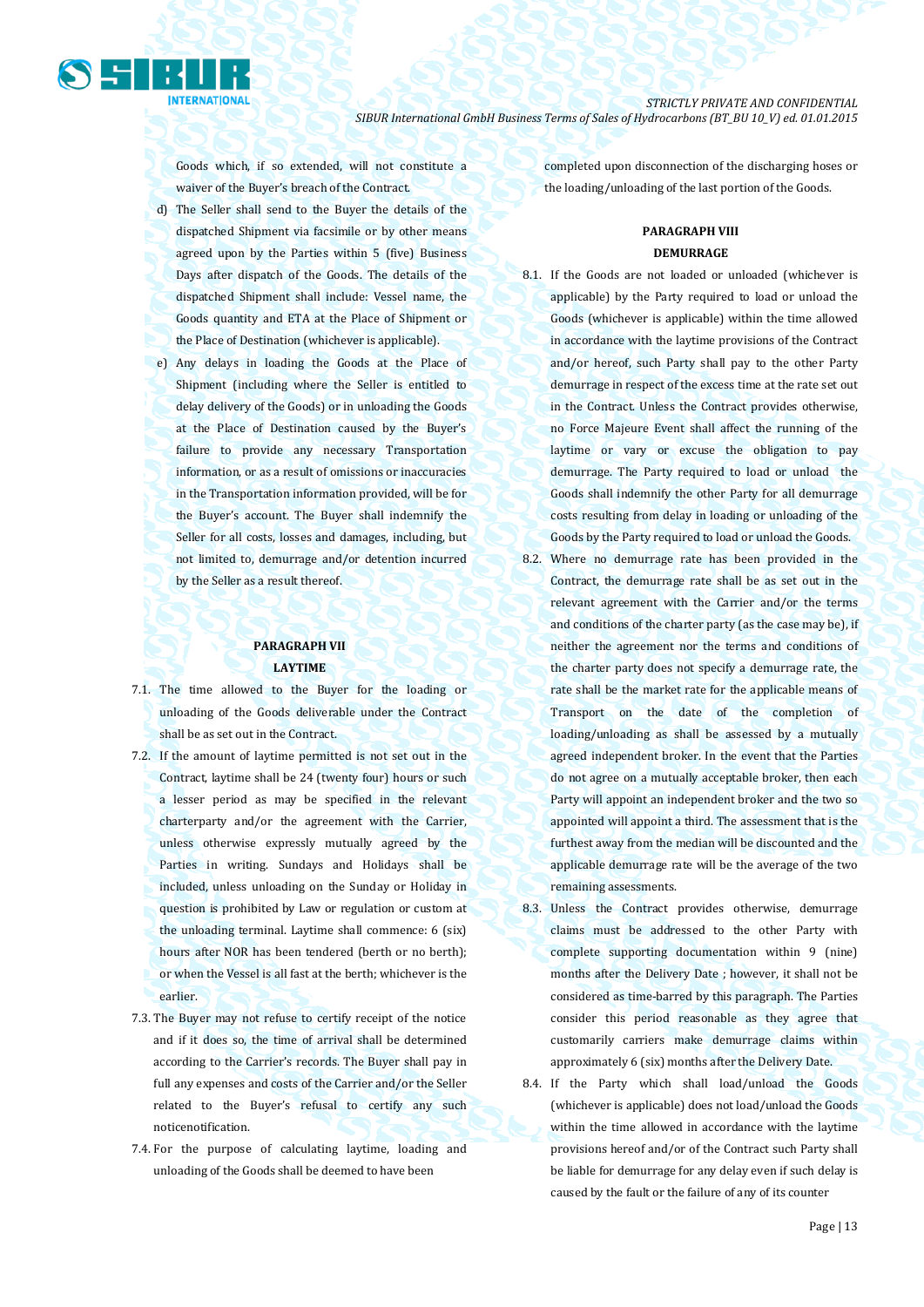Goods which, if so extended, will not constitute a waiver of the Buyer's breach of the Contract.

d) The Seller shall send to the Buyer the details of the dispatched Shipment via facsimile or by other means agreed upon by the Parties within 5 (five) Business Days after dispatch of the Goods. The details of the dispatched Shipment shall include: Vessel name, the Goods quantity and ETA at the Place of Shipment or the Place of Destination (whichever is applicable).

e) Any delays in loading the Goods at the Place of Shipment (including where the Seller is entitled to delay delivery of the Goods) or in unloading the Goods at the Place of Destination caused by the Buyer's failure to provide any necessary Transportation information, or as a result of omissions or inaccuracies in the Transportation information provided, will be for the Buyer's account. The Buyer shall indemnify the Seller for all costs, losses and damages, including, but not limited to, demurrage and/or detention incurred by the Seller as a result thereof.

## PARAGRAPH VII
## LAYTIME

7.1. The time allowed to the Buyer for the loading or unloading of the Goods deliverable under the Contract shall be as set out in the Contract.

7.2. If the amount of laytime permitted is not set out in the Contract, laytime shall be 24 (twenty four) hours or such a lesser period as may be specified in the relevant charterparty and/or the agreement with the Carrier, unless otherwise expressly mutually agreed by the Parties in writing. Sundays and Holidays shall be included, unless unloading on the Sunday or Holiday in question is prohibited by Law or regulation or custom at the unloading terminal. Laytime shall commence: 6 (six) hours after NOR has been tendered (berth or no berth); or when the Vessel is all fast at the berth; whichever is the earlier.

7.3. The Buyer may not refuse to certify receipt of the notice and if it does so, the time of arrival shall be determined according to the Carrier's records. The Buyer shall pay in full any expenses and costs of the Carrier and/or the Seller related to the Buyer's refusal to certify any such noticenotification.

7.4. For the purpose of calculating laytime, loading and unloading of the Goods shall be deemed to have been completed upon disconnection of the discharging hoses or the loading/unloading of the last portion of the Goods.

## PARAGRAPH VIII
## DEMURRAGE

8.1. If the Goods are not loaded or unloaded (whichever is applicable) by the Party required to load or unload the Goods (whichever is applicable) within the time allowed in accordance with the laytime provisions of the Contract and/or hereof, such Party shall pay to the other Party demurrage in respect of the excess time at the rate set out in the Contract. Unless the Contract provides otherwise, no Force Majeure Event shall affect the running of the laytime or vary or excuse the obligation to pay demurrage. The Party required to load or unload the Goods shall indemnify the other Party for all demurrage costs resulting from delay in loading or unloading of the Goods by the Party required to load or unload the Goods.

8.2. Where no demurrage rate has been provided in the Contract, the demurrage rate shall be as set out in the relevant agreement with the Carrier and/or the terms and conditions of the charter party (as the case may be), if neither the agreement nor the terms and conditions of the charter party does not specify a demurrage rate, the rate shall be the market rate for the applicable means of Transport on the date of the completion of loading/unloading as shall be assessed by a mutually agreed independent broker. In the event that the Parties do not agree on a mutually acceptable broker, then each Party will appoint an independent broker and the two so appointed will appoint a third. The assessment that is the furthest away from the median will be discounted and the applicable demurrage rate will be the average of the two remaining assessments.

8.3. Unless the Contract provides otherwise, demurrage claims must be addressed to the other Party with complete supporting documentation within 9 (nine) months after the Delivery Date ; however, it shall not be considered as time-barred by this paragraph. The Parties consider this period reasonable as they agree that customarily carriers make demurrage claims within approximately 6 (six) months after the Delivery Date.

8.4. If the Party which shall load/unload the Goods (whichever is applicable) does not load/unload the Goods within the time allowed in accordance with the laytime provisions hereof and/or of the Contract such Party shall be liable for demurrage for any delay even if such delay is caused by the fault or the failure of any of its counter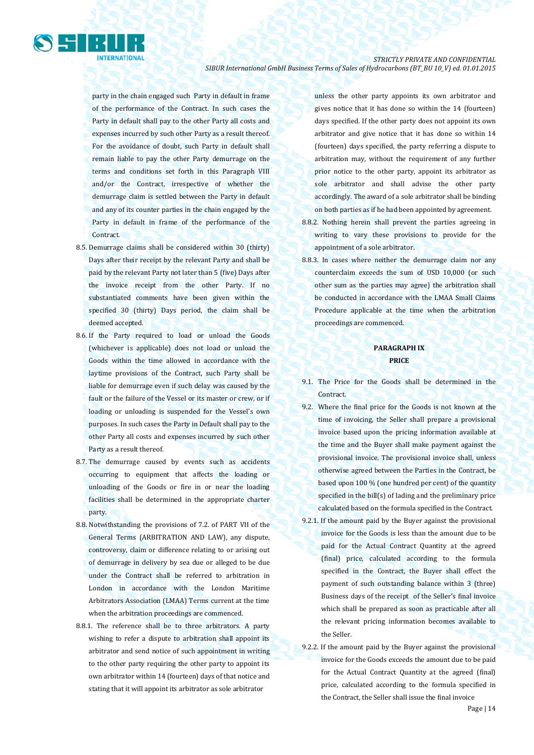party in the chain engaged such Party in default in frame of the performance of the Contract. In such cases the Party in default shall pay to the other Party all costs and expenses incurred by such other Party as a result thereof. For the avoidance of doubt, such Party in default shall remain liable to pay the other Party demurrage on the terms and conditions set forth in this Paragraph VIII and/or the Contract, irrespective of whether the demurrage claim is settled between the Party in default and any of its counter parties in the chain engaged by the Party in default in frame of the performance of the Contract.

8.5. Demurrage claims shall be considered within 30 (thirty) Days after their receipt by the relevant Party and shall be paid by the relevant Party not later than 5 (five) Days after the invoice receipt from the other Party. If no substantiated comments have been given within the specified 30 (thirty) Days period, the claim shall be deemed accepted.

8.6. If the Party required to load or unload the Goods (whichever is applicable) does not load or unload the Goods within the time allowed in accordance with the laytime provisions of the Contract, such Party shall be liable for demurrage even if such delay was caused by the fault or the failure of the Vessel or its master or crew, or if loading or unloading is suspended for the Vessel's own purposes. In such cases the Party in Default shall pay to the other Party all costs and expenses incurred by such other Party as a result thereof.

8.7. The demurrage caused by events such as accidents occurring to equipment that affects the loading or unloading of the Goods or fire in or near the loading facilities shall be determined in the appropriate charter party.

8.8. Notwithstanding the provisions of 7.2. of PART VII of the General Terms (ARBITRATION AND LAW), any dispute, controversy, claim or difference relating to or arising out of demurrage in delivery by sea due or alleged to be due under the Contract shall be referred to arbitration in London in accordance with the London Maritime Arbitrators Association (LMAA) Terms current at the time when the arbitration proceedings are commenced.

8.8.1. The reference shall be to three arbitrators. A party wishing to refer a dispute to arbitration shall appoint its arbitrator and send notice of such appointment in writing to the other party requiring the other party to appoint its own arbitrator within 14 (fourteen) days of that notice and stating that it will appoint its arbitrator as sole arbitrator unless the other party appoints its own arbitrator and gives notice that it has done so within the 14 (fourteen) days specified. If the other party does not appoint its own arbitrator and give notice that it has done so within 14 (fourteen) days specified, the party referring a dispute to arbitration may, without the requirement of any further prior notice to the other party, appoint its arbitrator as sole arbitrator and shall advise the other party accordingly. The award of a sole arbitrator shall be binding on both parties as if he had been appointed by agreement.

8.8.2. Nothing herein shall prevent the parties agreeing in writing to vary these provisions to provide for the appointment of a sole arbitrator.

8.8.3. In cases where neither the demurrage claim nor any counterclaim exceeds the sum of USD 10,000 (or such other sum as the parties may agree) the arbitration shall be conducted in accordance with the LMAA Small Claims Procedure applicable at the time when the arbitration proceedings are commenced.

## PARAGRAPH IX
## PRICE

9.1. The Price for the Goods shall be determined in the Contract.

9.2. Where the final price for the Goods is not known at the time of invoicing, the Seller shall prepare a provisional invoice based upon the pricing information available at the time and the Buyer shall make payment against the provisional invoice. The provisional invoice shall, unless otherwise agreed between the Parties in the Contract, be based upon 100 % (one hundred per cent) of the quantity specified in the bill(s) of lading and the preliminary price calculated based on the formula specified in the Contract.

9.2.1. If the amount paid by the Buyer against the provisional invoice for the Goods is less than the amount due to be paid for the Actual Contract Quantity at the agreed (final) price, calculated according to the formula specified in the Contract, the Buyer shall effect the payment of such outstanding balance within 3 (three) Business days of the receipt of the Seller's final invoice which shall be prepared as soon as practicable after all the relevant pricing information becomes available to the Seller.

9.2.2. If the amount paid by the Buyer against the provisional invoice for the Goods exceeds the amount due to be paid for the Actual Contract Quantity at the agreed (final) price, calculated according to the formula specified in the Contract, the Seller shall issue the final invoice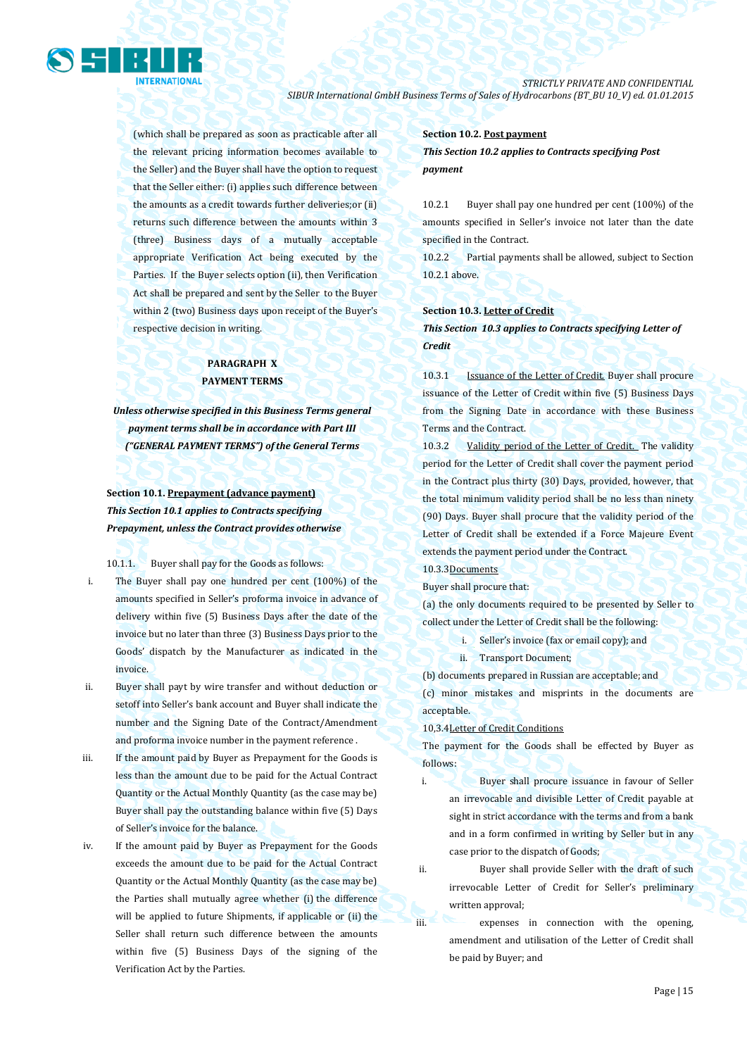(which shall be prepared as soon as practicable after all the relevant pricing information becomes available to the Seller) and the Buyer shall have the option to request that the Seller either: (i) applies such difference between the amounts as a credit towards further deliveries;or (ii) returns such difference between the amounts within 3 (three) Business days of a mutually acceptable appropriate Verification Act being executed by the Parties. If the Buyer selects option (ii), then Verification Act shall be prepared and sent by the Seller to the Buyer within 2 (two) Business days upon receipt of the Buyer's respective decision in writing.

**PARAGRAPH X**
**PAYMENT TERMS**

***Unless otherwise specified in this Business Terms general payment terms shall be in accordance with Part III ("GENERAL PAYMENT TERMS") of the General Terms***

**Section 10.1. Prepayment (advance payment)**
***This Section 10.1 applies to Contracts specifying Prepayment, unless the Contract provides otherwise***

10.1.1. Buyer shall pay for the Goods as follows:

i. The Buyer shall pay one hundred per cent (100%) of the amounts specified in Seller's proforma invoice in advance of delivery within five (5) Business Days after the date of the invoice but no later than three (3) Business Days prior to the Goods' dispatch by the Manufacturer as indicated in the invoice.

ii. Buyer shall payt by wire transfer and without deduction or setoff into Seller's bank account and Buyer shall indicate the number and the Signing Date of the Contract/Amendment and proforma invoice number in the payment reference .

iii. If the amount paid by Buyer as Prepayment for the Goods is less than the amount due to be paid for the Actual Contract Quantity or the Actual Monthly Quantity (as the case may be) Buyer shall pay the outstanding balance within five (5) Days of Seller's invoice for the balance.

iv. If the amount paid by Buyer as Prepayment for the Goods exceeds the amount due to be paid for the Actual Contract Quantity or the Actual Monthly Quantity (as the case may be) the Parties shall mutually agree whether (i) the difference will be applied to future Shipments, if applicable or (ii) the Seller shall return such difference between the amounts within five (5) Business Days of the signing of the Verification Act by the Parties.

**Section 10.2. Post payment**
***This Section 10.2 applies to Contracts specifying Post payment***

10.2.1 Buyer shall pay one hundred per cent (100%) of the amounts specified in Seller's invoice not later than the date specified in the Contract.

10.2.2 Partial payments shall be allowed, subject to Section 10.2.1 above.

**Section 10.3. Letter of Credit**
***This Section 10.3 applies to Contracts specifying Letter of Credit***

10.3.1 Issuance of the Letter of Credit. Buyer shall procure issuance of the Letter of Credit within five (5) Business Days from the Signing Date in accordance with these Business Terms and the Contract.

10.3.2 Validity period of the Letter of Credit. The validity period for the Letter of Credit shall cover the payment period in the Contract plus thirty (30) Days, provided, however, that the total minimum validity period shall be no less than ninety (90) Days. Buyer shall procure that the validity period of the Letter of Credit shall be extended if a Force Majeure Event extends the payment period under the Contract.

10.3.3Documents

Buyer shall procure that:

(a) the only documents required to be presented by Seller to collect under the Letter of Credit shall be the following:

i. Seller's invoice (fax or email copy); and

ii. Transport Document;

(b) documents prepared in Russian are acceptable; and

(c) minor mistakes and misprints in the documents are acceptable.

10,3.4Letter of Credit Conditions

The payment for the Goods shall be effected by Buyer as follows:

i. Buyer shall procure issuance in favour of Seller an irrevocable and divisible Letter of Credit payable at sight in strict accordance with the terms and from a bank and in a form confirmed in writing by Seller but in any case prior to the dispatch of Goods;

ii. Buyer shall provide Seller with the draft of such irrevocable Letter of Credit for Seller's preliminary written approval;

iii. expenses in connection with the opening, amendment and utilisation of the Letter of Credit shall be paid by Buyer; and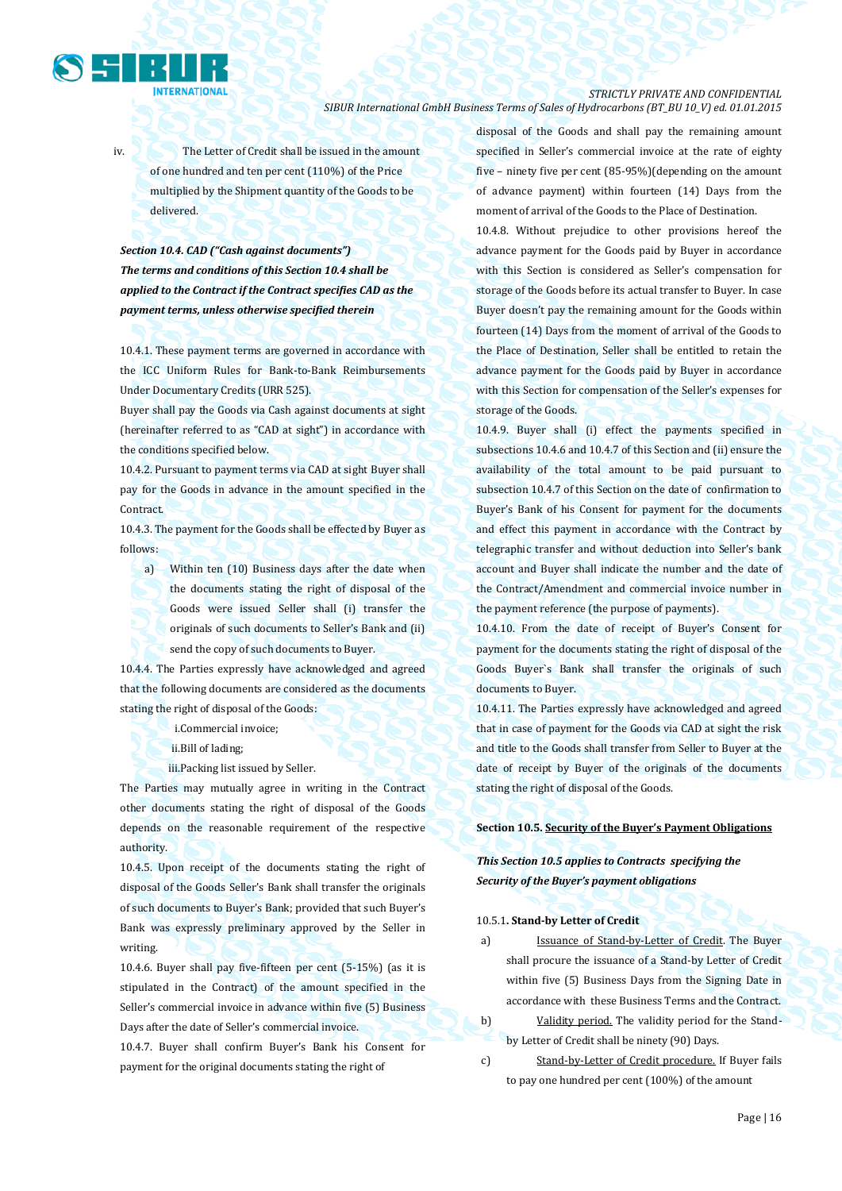iv. The Letter of Credit shall be issued in the amount of one hundred and ten per cent (110%) of the Price multiplied by the Shipment quantity of the Goods to be delivered.

***Section 10.4. CAD ("Cash against documents")***

***The terms and conditions of this Section 10.4 shall be applied to the Contract if the Contract specifies CAD as the payment terms, unless otherwise specified therein***

10.4.1. These payment terms are governed in accordance with the ICC Uniform Rules for Bank-to-Bank Reimbursements Under Documentary Credits (URR 525).

Buyer shall pay the Goods via Cash against documents at sight (hereinafter referred to as "CAD at sight") in accordance with the conditions specified below.

10.4.2. Pursuant to payment terms via CAD at sight Buyer shall pay for the Goods in advance in the amount specified in the Contract.

10.4.3. The payment for the Goods shall be effected by Buyer as follows:

a) Within ten (10) Business days after the date when the documents stating the right of disposal of the Goods were issued Seller shall (i) transfer the originals of such documents to Seller's Bank and (ii) send the copy of such documents to Buyer.

10.4.4. The Parties expressly have acknowledged and agreed that the following documents are considered as the documents stating the right of disposal of the Goods:

i. Commercial invoice;

ii. Bill of lading;

iii. Packing list issued by Seller.

The Parties may mutually agree in writing in the Contract other documents stating the right of disposal of the Goods depends on the reasonable requirement of the respective authority.

10.4.5. Upon receipt of the documents stating the right of disposal of the Goods Seller's Bank shall transfer the originals of such documents to Buyer's Bank; provided that such Buyer's Bank was expressly preliminary approved by the Seller in writing.

10.4.6. Buyer shall pay five-fifteen per cent (5-15%) (as it is stipulated in the Contract) of the amount specified in the Seller's commercial invoice in advance within five (5) Business Days after the date of Seller's commercial invoice.

10.4.7. Buyer shall confirm Buyer's Bank his Consent for payment for the original documents stating the right of disposal of the Goods and shall pay the remaining amount specified in Seller's commercial invoice at the rate of eighty five – ninety five per cent (85-95%)(depending on the amount of advance payment) within fourteen (14) Days from the moment of arrival of the Goods to the Place of Destination.

10.4.8. Without prejudice to other provisions hereof the advance payment for the Goods paid by Buyer in accordance with this Section is considered as Seller's compensation for storage of the Goods before its actual transfer to Buyer. In case Buyer doesn't pay the remaining amount for the Goods within fourteen (14) Days from the moment of arrival of the Goods to the Place of Destination, Seller shall be entitled to retain the advance payment for the Goods paid by Buyer in accordance with this Section for compensation of the Seller's expenses for storage of the Goods.

10.4.9. Buyer shall (i) effect the payments specified in subsections 10.4.6 and 10.4.7 of this Section and (ii) ensure the availability of the total amount to be paid pursuant to subsection 10.4.7 of this Section on the date of confirmation to Buyer's Bank of his Consent for payment for the documents and effect this payment in accordance with the Contract by telegraphic transfer and without deduction into Seller's bank account and Buyer shall indicate the number and the date of the Contract/Amendment and commercial invoice number in the payment reference (the purpose of payments).

10.4.10. From the date of receipt of Buyer's Consent for payment for the documents stating the right of disposal of the Goods Buyer`s Bank shall transfer the originals of such documents to Buyer.

10.4.11. The Parties expressly have acknowledged and agreed that in case of payment for the Goods via CAD at sight the risk and title to the Goods shall transfer from Seller to Buyer at the date of receipt by Buyer of the originals of the documents stating the right of disposal of the Goods.

**Section 10.5. Security of the Buyer's Payment Obligations**

***This Section 10.5 applies to Contracts specifying the Security of the Buyer's payment obligations***

10.5.1**. Stand-by Letter of Credit**

a) Issuance of Stand-by-Letter of Credit. The Buyer shall procure the issuance of a Stand-by Letter of Credit within five (5) Business Days from the Signing Date in accordance with these Business Terms and the Contract.

b) Validity period. The validity period for the Stand-by Letter of Credit shall be ninety (90) Days.

c) Stand-by-Letter of Credit procedure. If Buyer fails to pay one hundred per cent (100%) of the amount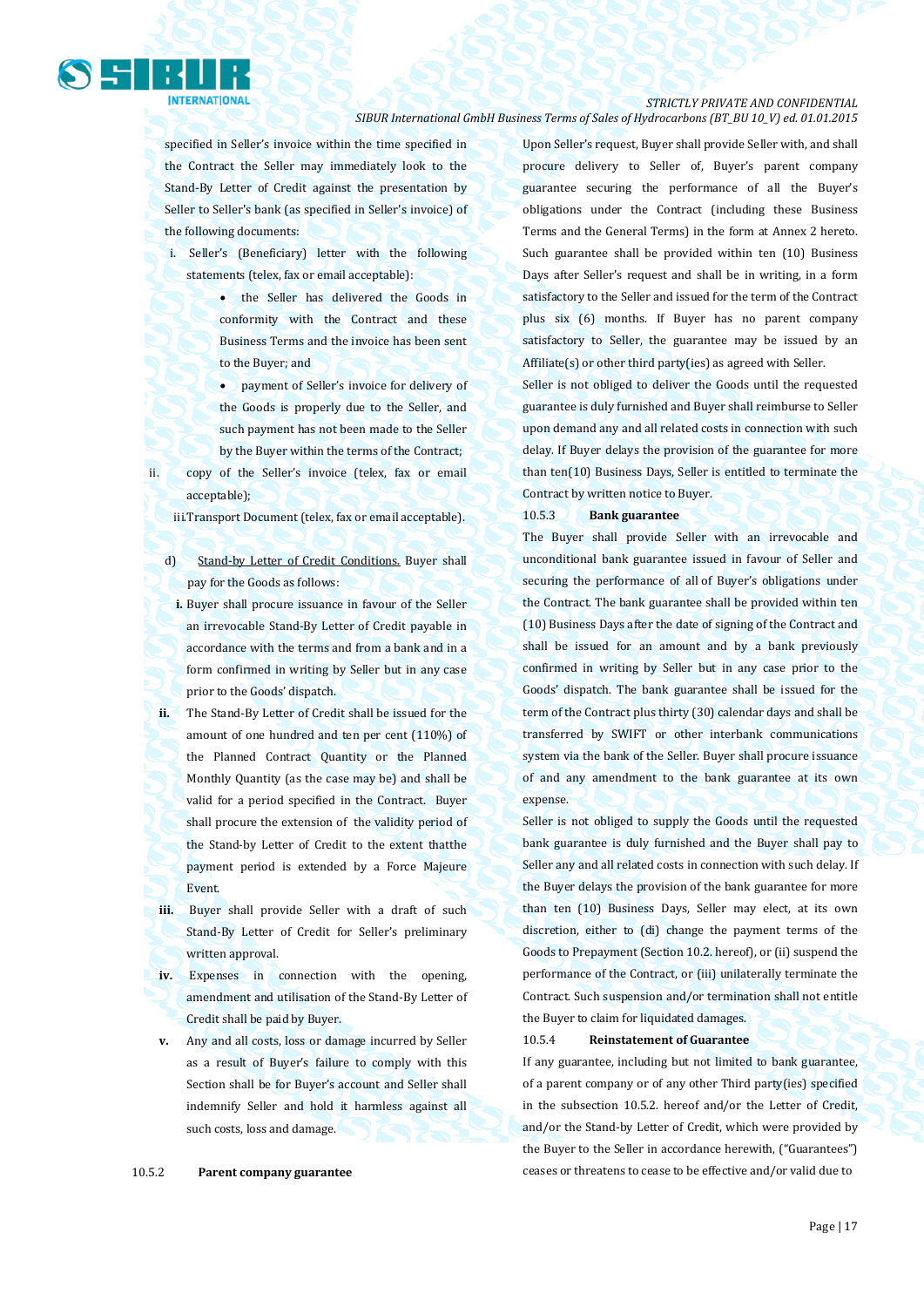specified in Seller's invoice within the time specified in the Contract the Seller may immediately look to the Stand-By Letter of Credit against the presentation by Seller to Seller's bank (as specified in Seller's invoice) of the following documents:

i. Seller's (Beneficiary) letter with the following statements (telex, fax or email acceptable):

   - the Seller has delivered the Goods in conformity with the Contract and these Business Terms and the invoice has been sent to the Buyer; and
   - payment of Seller's invoice for delivery of the Goods is properly due to the Seller, and such payment has not been made to the Seller by the Buyer within the terms of the Contract;

ii. copy of the Seller's invoice (telex, fax or email acceptable);

iii. Transport Document (telex, fax or email acceptable).

d) Stand-by Letter of Credit Conditions. Buyer shall pay for the Goods as follows:

**i.** Buyer shall procure issuance in favour of the Seller an irrevocable Stand-By Letter of Credit payable in accordance with the terms and from a bank and in a form confirmed in writing by Seller but in any case prior to the Goods' dispatch.

**ii.** The Stand-By Letter of Credit shall be issued for the amount of one hundred and ten per cent (110%) of the Planned Contract Quantity or the Planned Monthly Quantity (as the case may be) and shall be valid for a period specified in the Contract. Buyer shall procure the extension of the validity period of the Stand-by Letter of Credit to the extent thatthe payment period is extended by a Force Majeure Event.

**iii.** Buyer shall provide Seller with a draft of such Stand-By Letter of Credit for Seller's preliminary written approval.

**iv.** Expenses in connection with the opening, amendment and utilisation of the Stand-By Letter of Credit shall be paid by Buyer.

**v.** Any and all costs, loss or damage incurred by Seller as a result of Buyer's failure to comply with this Section shall be for Buyer's account and Seller shall indemnify Seller and hold it harmless against all such costs, loss and damage.

10.5.2 **Parent company guarantee**

Upon Seller's request, Buyer shall provide Seller with, and shall procure delivery to Seller of, Buyer's parent company guarantee securing the performance of all the Buyer's obligations under the Contract (including these Business Terms and the General Terms) in the form at Annex 2 hereto. Such guarantee shall be provided within ten (10) Business Days after Seller's request and shall be in writing, in a form satisfactory to the Seller and issued for the term of the Contract plus six (6) months. If Buyer has no parent company satisfactory to Seller, the guarantee may be issued by an Affiliate(s) or other third party(ies) as agreed with Seller.

Seller is not obliged to deliver the Goods until the requested guarantee is duly furnished and Buyer shall reimburse to Seller upon demand any and all related costs in connection with such delay. If Buyer delays the provision of the guarantee for more than ten(10) Business Days, Seller is entitled to terminate the Contract by written notice to Buyer.

10.5.3 **Bank guarantee**

The Buyer shall provide Seller with an irrevocable and unconditional bank guarantee issued in favour of Seller and securing the performance of all of Buyer's obligations under the Contract. The bank guarantee shall be provided within ten (10) Business Days after the date of signing of the Contract and shall be issued for an amount and by a bank previously confirmed in writing by Seller but in any case prior to the Goods' dispatch. The bank guarantee shall be issued for the term of the Contract plus thirty (30) calendar days and shall be transferred by SWIFT or other interbank communications system via the bank of the Seller. Buyer shall procure issuance of and any amendment to the bank guarantee at its own expense.

Seller is not obliged to supply the Goods until the requested bank guarantee is duly furnished and the Buyer shall pay to Seller any and all related costs in connection with such delay. If the Buyer delays the provision of the bank guarantee for more than ten (10) Business Days, Seller may elect, at its own discretion, either to (di) change the payment terms of the Goods to Prepayment (Section 10.2. hereof), or (ii) suspend the performance of the Contract, or (iii) unilaterally terminate the Contract. Such suspension and/or termination shall not entitle the Buyer to claim for liquidated damages.

10.5.4 **Reinstatement of Guarantee**

If any guarantee, including but not limited to bank guarantee, of a parent company or of any other Third party(ies) specified in the subsection 10.5.2. hereof and/or the Letter of Credit, and/or the Stand-by Letter of Credit, which were provided by the Buyer to the Seller in accordance herewith, ("Guarantees") ceases or threatens to cease to be effective and/or valid due to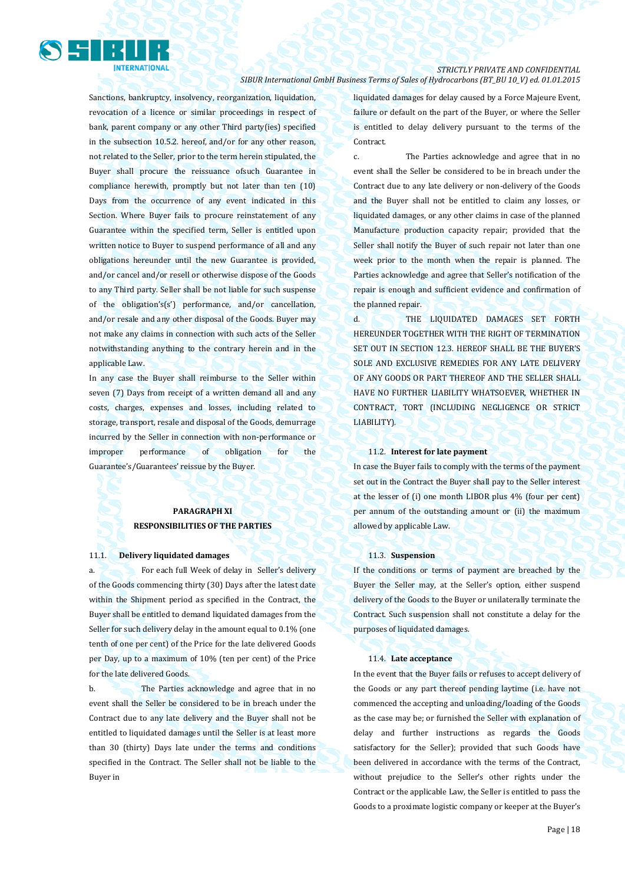Sanctions, bankruptcy, insolvency, reorganization, liquidation, revocation of a licence or similar proceedings in respect of bank, parent company or any other Third party(ies) specified in the subsection 10.5.2. hereof, and/or for any other reason, not related to the Seller, prior to the term herein stipulated, the Buyer shall procure the reissuance ofsuch Guarantee in compliance herewith, promptly but not later than ten (10) Days from the occurrence of any event indicated in this Section. Where Buyer fails to procure reinstatement of any Guarantee within the specified term, Seller is entitled upon written notice to Buyer to suspend performance of all and any obligations hereunder until the new Guarantee is provided, and/or cancel and/or resell or otherwise dispose of the Goods to any Third party. Seller shall be not liable for such suspense of the obligation's(s') performance, and/or cancellation, and/or resale and any other disposal of the Goods. Buyer may not make any claims in connection with such acts of the Seller notwithstanding anything to the contrary herein and in the applicable Law.

In any case the Buyer shall reimburse to the Seller within seven (7) Days from receipt of a written demand all and any costs, charges, expenses and losses, including related to storage, transport, resale and disposal of the Goods, demurrage incurred by the Seller in connection with non-performance or improper performance of obligation for the Guarantee's/Guarantees' reissue by the Buyer.

## PARAGRAPH XI
## RESPONSIBILITIES OF THE PARTIES

### 11.1. Delivery liquidated damages

a. For each full Week of delay in Seller's delivery of the Goods commencing thirty (30) Days after the latest date within the Shipment period as specified in the Contract, the Buyer shall be entitled to demand liquidated damages from the Seller for such delivery delay in the amount equal to 0.1% (one tenth of one per cent) of the Price for the late delivered Goods per Day, up to a maximum of 10% (ten per cent) of the Price for the late delivered Goods.

b. The Parties acknowledge and agree that in no event shall the Seller be considered to be in breach under the Contract due to any late delivery and the Buyer shall not be entitled to liquidated damages until the Seller is at least more than 30 (thirty) Days late under the terms and conditions specified in the Contract. The Seller shall not be liable to the Buyer in liquidated damages for delay caused by a Force Majeure Event, failure or default on the part of the Buyer, or where the Seller is entitled to delay delivery pursuant to the terms of the Contract.

c. The Parties acknowledge and agree that in no event shall the Seller be considered to be in breach under the Contract due to any late delivery or non-delivery of the Goods and the Buyer shall not be entitled to claim any losses, or liquidated damages, or any other claims in case of the planned Manufacture production capacity repair; provided that the Seller shall notify the Buyer of such repair not later than one week prior to the month when the repair is planned. The Parties acknowledge and agree that Seller's notification of the repair is enough and sufficient evidence and confirmation of the planned repair.

d. THE LIQUIDATED DAMAGES SET FORTH HEREUNDER TOGETHER WITH THE RIGHT OF TERMINATION SET OUT IN SECTION 12.3. HEREOF SHALL BE THE BUYER'S SOLE AND EXCLUSIVE REMEDIES FOR ANY LATE DELIVERY OF ANY GOODS OR PART THEREOF AND THE SELLER SHALL HAVE NO FURTHER LIABILITY WHATSOEVER, WHETHER IN CONTRACT, TORT (INCLUDING NEGLIGENCE OR STRICT LIABILITY).

### 11.2. Interest for late payment

In case the Buyer fails to comply with the terms of the payment set out in the Contract the Buyer shall pay to the Seller interest at the lesser of (i) one month LIBOR plus 4% (four per cent) per annum of the outstanding amount or (ii) the maximum allowed by applicable Law.

### 11.3. Suspension

If the conditions or terms of payment are breached by the Buyer the Seller may, at the Seller's option, either suspend delivery of the Goods to the Buyer or unilaterally terminate the Contract. Such suspension shall not constitute a delay for the purposes of liquidated damages.

### 11.4. Late acceptance

In the event that the Buyer fails or refuses to accept delivery of the Goods or any part thereof pending laytime (i.e. have not commenced the accepting and unloading/loading of the Goods as the case may be; or furnished the Seller with explanation of delay and further instructions as regards the Goods satisfactory for the Seller); provided that such Goods have been delivered in accordance with the terms of the Contract, without prejudice to the Seller's other rights under the Contract or the applicable Law, the Seller is entitled to pass the Goods to a proximate logistic company or keeper at the Buyer's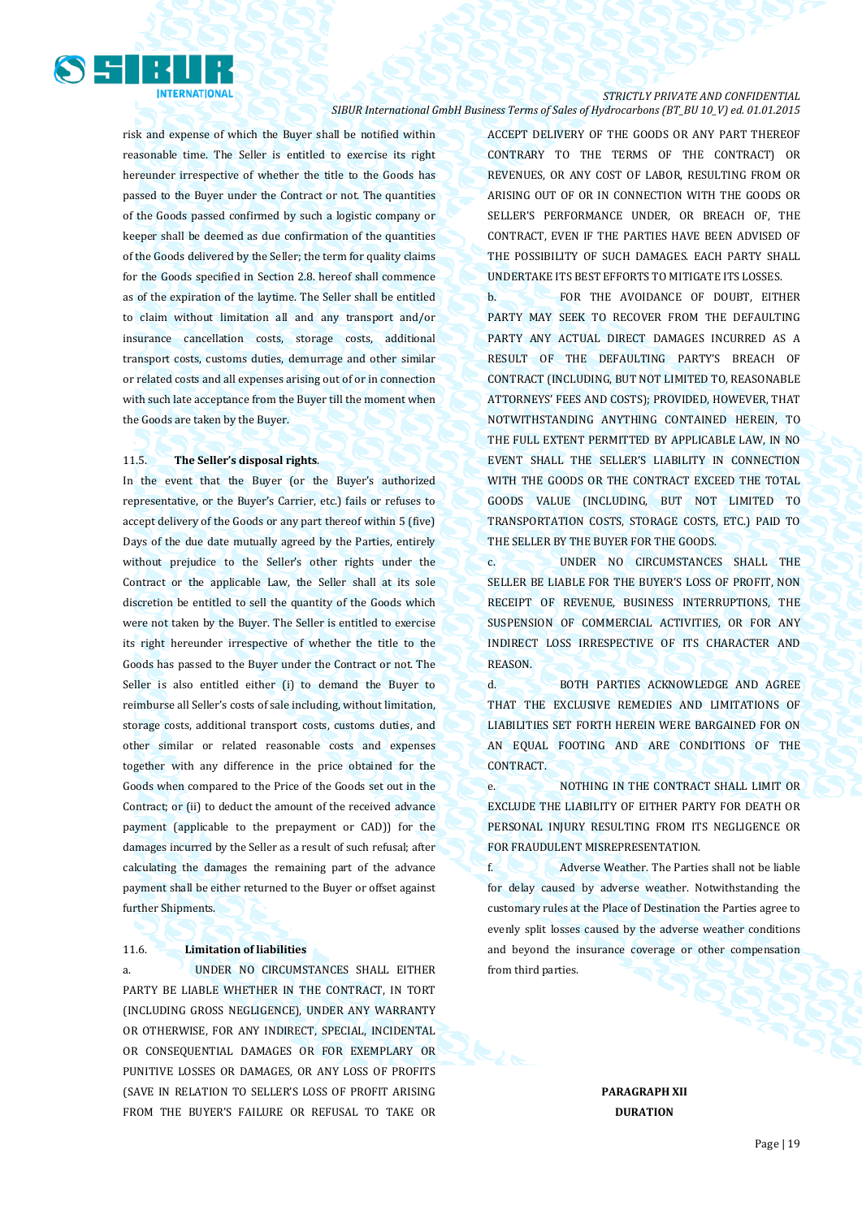risk and expense of which the Buyer shall be notified within reasonable time. The Seller is entitled to exercise its right hereunder irrespective of whether the title to the Goods has passed to the Buyer under the Contract or not. The quantities of the Goods passed confirmed by such a logistic company or keeper shall be deemed as due confirmation of the quantities of the Goods delivered by the Seller; the term for quality claims for the Goods specified in Section 2.8. hereof shall commence as of the expiration of the laytime. The Seller shall be entitled to claim without limitation all and any transport and/or insurance cancellation costs, storage costs, additional transport costs, customs duties, demurrage and other similar or related costs and all expenses arising out of or in connection with such late acceptance from the Buyer till the moment when the Goods are taken by the Buyer.

11.5. **The Seller's disposal rights**.

In the event that the Buyer (or the Buyer's authorized representative, or the Buyer's Carrier, etc.) fails or refuses to accept delivery of the Goods or any part thereof within 5 (five) Days of the due date mutually agreed by the Parties, entirely without prejudice to the Seller's other rights under the Contract or the applicable Law, the Seller shall at its sole discretion be entitled to sell the quantity of the Goods which were not taken by the Buyer. The Seller is entitled to exercise its right hereunder irrespective of whether the title to the Goods has passed to the Buyer under the Contract or not. The Seller is also entitled either (i) to demand the Buyer to reimburse all Seller's costs of sale including, without limitation, storage costs, additional transport costs, customs duties, and other similar or related reasonable costs and expenses together with any difference in the price obtained for the Goods when compared to the Price of the Goods set out in the Contract; or (ii) to deduct the amount of the received advance payment (applicable to the prepayment or CAD)) for the damages incurred by the Seller as a result of such refusal; after calculating the damages the remaining part of the advance payment shall be either returned to the Buyer or offset against further Shipments.

11.6. **Limitation of liabilities**

a. UNDER NO CIRCUMSTANCES SHALL EITHER PARTY BE LIABLE WHETHER IN THE CONTRACT, IN TORT (INCLUDING GROSS NEGLIGENCE), UNDER ANY WARRANTY OR OTHERWISE, FOR ANY INDIRECT, SPECIAL, INCIDENTAL OR CONSEQUENTIAL DAMAGES OR FOR EXEMPLARY OR PUNITIVE LOSSES OR DAMAGES, OR ANY LOSS OF PROFITS (SAVE IN RELATION TO SELLER'S LOSS OF PROFIT ARISING FROM THE BUYER'S FAILURE OR REFUSAL TO TAKE OR ACCEPT DELIVERY OF THE GOODS OR ANY PART THEREOF CONTRARY TO THE TERMS OF THE CONTRACT) OR REVENUES, OR ANY COST OF LABOR, RESULTING FROM OR ARISING OUT OF OR IN CONNECTION WITH THE GOODS OR SELLER'S PERFORMANCE UNDER, OR BREACH OF, THE CONTRACT, EVEN IF THE PARTIES HAVE BEEN ADVISED OF THE POSSIBILITY OF SUCH DAMAGES. EACH PARTY SHALL UNDERTAKE ITS BEST EFFORTS TO MITIGATE ITS LOSSES.

b. FOR THE AVOIDANCE OF DOUBT, EITHER PARTY MAY SEEK TO RECOVER FROM THE DEFAULTING PARTY ANY ACTUAL DIRECT DAMAGES INCURRED AS A RESULT OF THE DEFAULTING PARTY'S BREACH OF CONTRACT (INCLUDING, BUT NOT LIMITED TO, REASONABLE ATTORNEYS' FEES AND COSTS); PROVIDED, HOWEVER, THAT NOTWITHSTANDING ANYTHING CONTAINED HEREIN, TO THE FULL EXTENT PERMITTED BY APPLICABLE LAW, IN NO EVENT SHALL THE SELLER'S LIABILITY IN CONNECTION WITH THE GOODS OR THE CONTRACT EXCEED THE TOTAL GOODS VALUE (INCLUDING, BUT NOT LIMITED TO TRANSPORTATION COSTS, STORAGE COSTS, ETC.) PAID TO THE SELLER BY THE BUYER FOR THE GOODS.

c. UNDER NO CIRCUMSTANCES SHALL THE SELLER BE LIABLE FOR THE BUYER'S LOSS OF PROFIT, NON RECEIPT OF REVENUE, BUSINESS INTERRUPTIONS, THE SUSPENSION OF COMMERCIAL ACTIVITIES, OR FOR ANY INDIRECT LOSS IRRESPECTIVE OF ITS CHARACTER AND REASON.

d. BOTH PARTIES ACKNOWLEDGE AND AGREE THAT THE EXCLUSIVE REMEDIES AND LIMITATIONS OF LIABILITIES SET FORTH HEREIN WERE BARGAINED FOR ON AN EQUAL FOOTING AND ARE CONDITIONS OF THE CONTRACT.

e. NOTHING IN THE CONTRACT SHALL LIMIT OR EXCLUDE THE LIABILITY OF EITHER PARTY FOR DEATH OR PERSONAL INJURY RESULTING FROM ITS NEGLIGENCE OR FOR FRAUDULENT MISREPRESENTATION.

f. Adverse Weather. The Parties shall not be liable for delay caused by adverse weather. Notwithstanding the customary rules at the Place of Destination the Parties agree to evenly split losses caused by the adverse weather conditions and beyond the insurance coverage or other compensation from third parties.

**PARAGRAPH XII**

**DURATION**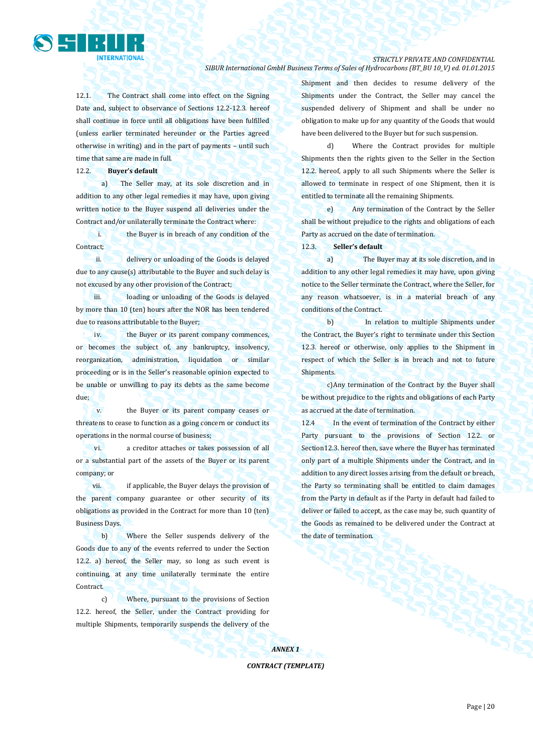12.1. The Contract shall come into effect on the Signing Date and, subject to observance of Sections 12.2-12.3. hereof shall continue in force until all obligations have been fulfilled (unless earlier terminated hereunder or the Parties agreed otherwise in writing) and in the part of payments – until such time that same are made in full.

12.2. **Buyer's default**

a) The Seller may, at its sole discretion and in addition to any other legal remedies it may have, upon giving written notice to the Buyer suspend all deliveries under the Contract and/or unilaterally terminate the Contract where:

i. the Buyer is in breach of any condition of the Contract;

ii. delivery or unloading of the Goods is delayed due to any cause(s) attributable to the Buyer and such delay is not excused by any other provision of the Contract;

iii. loading or unloading of the Goods is delayed by more than 10 (ten) hours after the NOR has been tendered due to reasons attributable to the Buyer;

iv. the Buyer or its parent company commences, or becomes the subject of, any bankruptcy, insolvency, reorganization, administration, liquidation or similar proceeding or is in the Seller's reasonable opinion expected to be unable or unwilling to pay its debts as the same become due;

v. the Buyer or its parent company ceases or threatens to cease to function as a going concern or conduct its operations in the normal course of business;

vi. a creditor attaches or takes possession of all or a substantial part of the assets of the Buyer or its parent company; or

vii. if applicable, the Buyer delays the provision of the parent company guarantee or other security of its obligations as provided in the Contract for more than 10 (ten) Business Days.

b) Where the Seller suspends delivery of the Goods due to any of the events referred to under the Section 12.2. a) hereof, the Seller may, so long as such event is continuing, at any time unilaterally terminate the entire Contract.

c) Where, pursuant to the provisions of Section 12.2. hereof, the Seller, under the Contract providing for multiple Shipments, temporarily suspends the delivery of the Shipment and then decides to resume delivery of the Shipments under the Contract, the Seller may cancel the suspended delivery of Shipment and shall be under no obligation to make up for any quantity of the Goods that would have been delivered to the Buyer but for such suspension.

d) Where the Contract provides for multiple Shipments then the rights given to the Seller in the Section 12.2. hereof, apply to all such Shipments where the Seller is allowed to terminate in respect of one Shipment, then it is entitled to terminate all the remaining Shipments.

e) Any termination of the Contract by the Seller shall be without prejudice to the rights and obligations of each Party as accrued on the date of termination.

12.3. **Seller's default**

a) The Buyer may at its sole discretion, and in addition to any other legal remedies it may have, upon giving notice to the Seller terminate the Contract, where the Seller, for any reason whatsoever, is in a material breach of any conditions of the Contract.

b) In relation to multiple Shipments under the Contract, the Buyer's right to terminate under this Section 12.3. hereof or otherwise, only applies to the Shipment in respect of which the Seller is in breach and not to future Shipments.

c)Any termination of the Contract by the Buyer shall be without prejudice to the rights and obligations of each Party as accrued at the date of termination.

12.4 In the event of termination of the Contract by either Party pursuant to the provisions of Section 12.2. or Section12.3. hereof then, save where the Buyer has terminated only part of a multiple Shipments under the Contract, and in addition to any direct losses arising from the default or breach, the Party so terminating shall be entitled to claim damages from the Party in default as if the Party in default had failed to deliver or failed to accept, as the case may be, such quantity of the Goods as remained to be delivered under the Contract at the date of termination.

***ANNEX 1***

***CONTRACT (TEMPLATE)***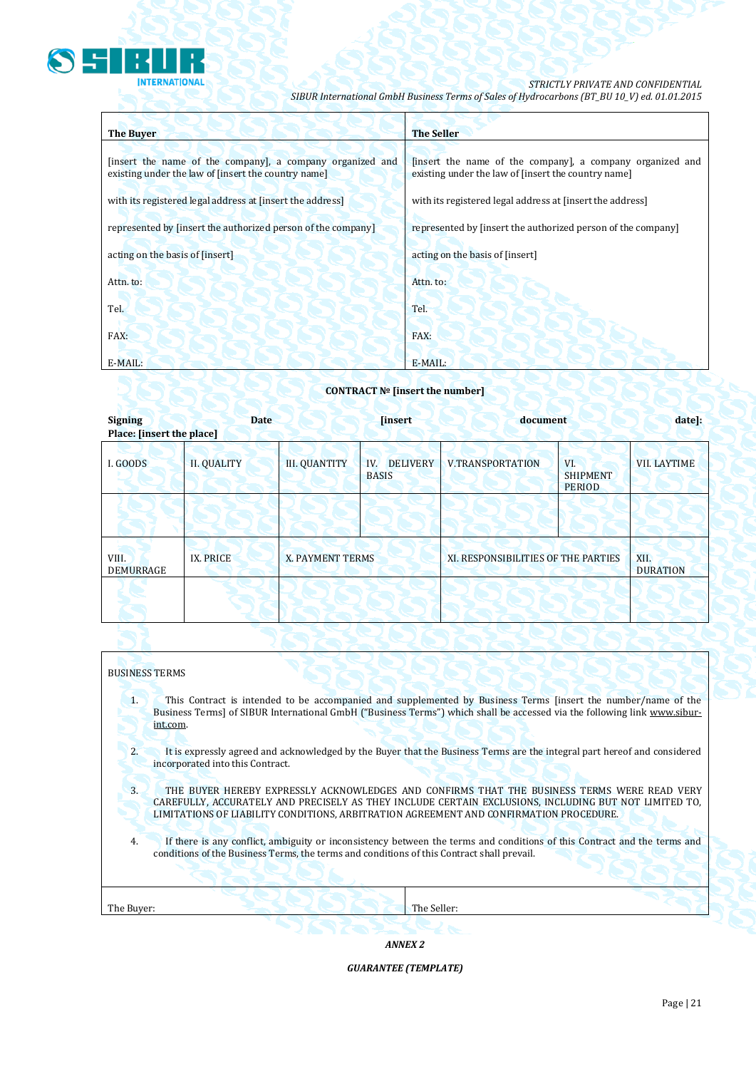| The Buyer | The Seller |
|---|---|
| [insert the name of the company], a company organized and existing under the law of [insert the country name] | [insert the name of the company], a company organized and existing under the law of [insert the country name] |
| with its registered legal address at [insert the address] | with its registered legal address at [insert the address] |
| represented by [insert the authorized person of the company] | represented by [insert the authorized person of the company] |
| acting on the basis of [insert] | acting on the basis of [insert] |
| Attn. to: | Attn. to: |
| Tel. | Tel. |
| FAX: | FAX: |
| E-MAIL: | E-MAIL: |

**CONTRACT № [insert the number]**

**Signing Date [insert document date]:**
**Place: [insert the place]**

| I. GOODS | II. QUALITY | III. QUANTITY | IV. DELIVERY BASIS | V.TRANSPORTATION | VI. SHIPMENT PERIOD | VII. LAYTIME |
|---|---|---|---|---|---|---|
| | | | | | | |

| VIII. DEMURRAGE | IX. PRICE | X. PAYMENT TERMS | XI. RESPONSIBILITIES OF THE PARTIES | XII. DURATION |
|---|---|---|---|---|
| | | | | |

BUSINESS TERMS

1. This Contract is intended to be accompanied and supplemented by Business Terms [insert the number/name of the Business Terms] of SIBUR International GmbH ("Business Terms") which shall be accessed via the following link www.sibur-int.com.

2. It is expressly agreed and acknowledged by the Buyer that the Business Terms are the integral part hereof and considered incorporated into this Contract.

3. THE BUYER HEREBY EXPRESSLY ACKNOWLEDGES AND CONFIRMS THAT THE BUSINESS TERMS WERE READ VERY CAREFULLY, ACCURATELY AND PRECISELY AS THEY INCLUDE CERTAIN EXCLUSIONS, INCLUDING BUT NOT LIMITED TO, LIMITATIONS OF LIABILITY CONDITIONS, ARBITRATION AGREEMENT AND CONFIRMATION PROCEDURE.

4. If there is any conflict, ambiguity or inconsistency between the terms and conditions of this Contract and the terms and conditions of the Business Terms, the terms and conditions of this Contract shall prevail.

| The Buyer: | The Seller: |
|---|---|

***ANNEX 2***

***GUARANTEE (TEMPLATE)***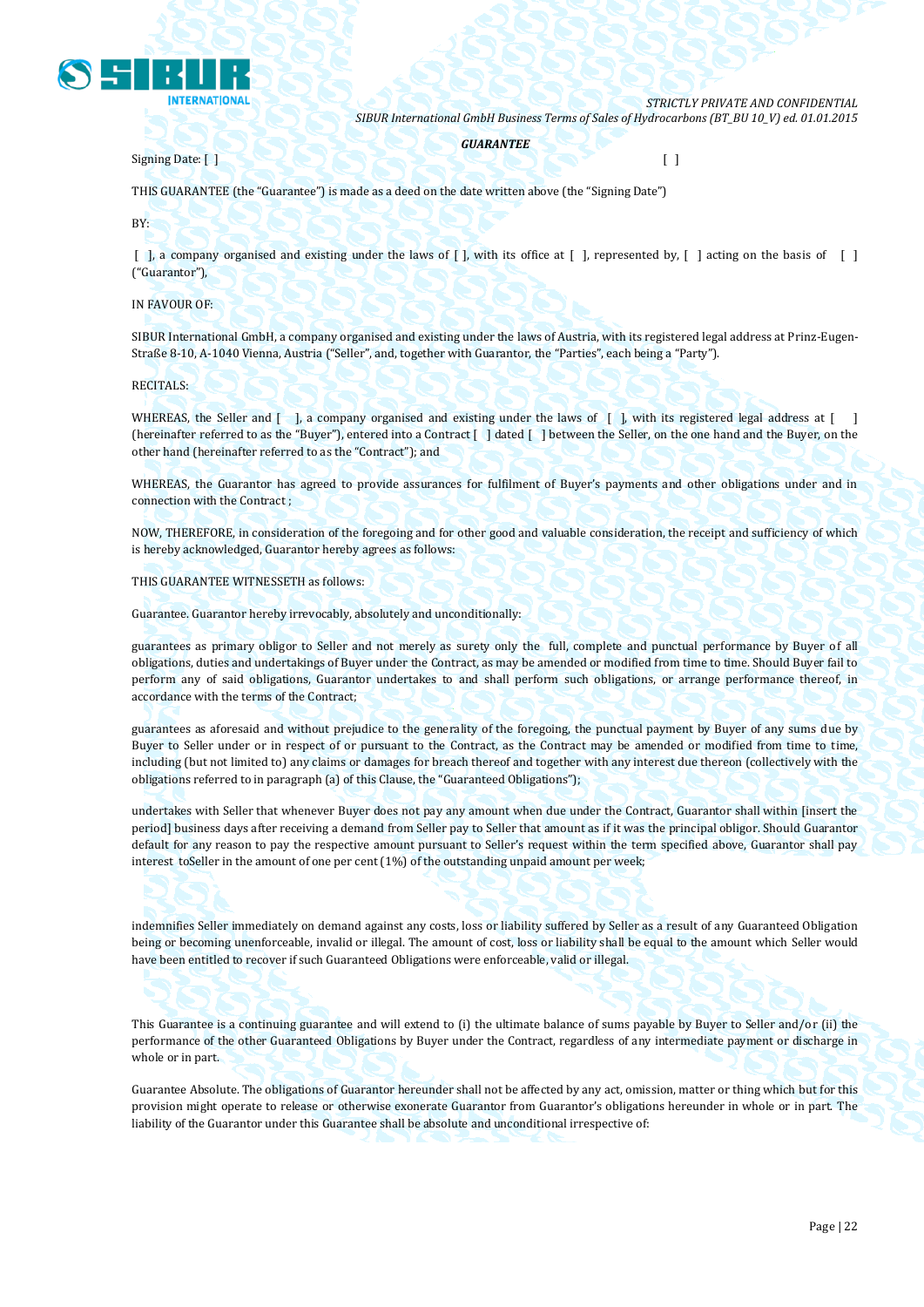***GUARANTEE***

Signing Date: [ ]                                                                                                    [ ]

THIS GUARANTEE (the "Guarantee") is made as a deed on the date written above (the "Signing Date")

BY:

[ ], a company organised and existing under the laws of [ ], with its office at [ ], represented by, [ ] acting on the basis of [ ] ("Guarantor"),

IN FAVOUR OF:

SIBUR International GmbH, a company organised and existing under the laws of Austria, with its registered legal address at Prinz-Eugen-Straße 8-10, A-1040 Vienna, Austria ("Seller", and, together with Guarantor, the "Parties", each being a "Party").

RECITALS:

WHEREAS, the Seller and [ ], a company organised and existing under the laws of [ ], with its registered legal address at [ ] (hereinafter referred to as the "Buyer"), entered into a Contract [ ] dated [ ] between the Seller, on the one hand and the Buyer, on the other hand (hereinafter referred to as the "Contract"); and

WHEREAS, the Guarantor has agreed to provide assurances for fulfilment of Buyer's payments and other obligations under and in connection with the Contract ;

NOW, THEREFORE, in consideration of the foregoing and for other good and valuable consideration, the receipt and sufficiency of which is hereby acknowledged, Guarantor hereby agrees as follows:

THIS GUARANTEE WITNESSETH as follows:

Guarantee. Guarantor hereby irrevocably, absolutely and unconditionally:

guarantees as primary obligor to Seller and not merely as surety only the full, complete and punctual performance by Buyer of all obligations, duties and undertakings of Buyer under the Contract, as may be amended or modified from time to time. Should Buyer fail to perform any of said obligations, Guarantor undertakes to and shall perform such obligations, or arrange performance thereof, in accordance with the terms of the Contract;

guarantees as aforesaid and without prejudice to the generality of the foregoing, the punctual payment by Buyer of any sums due by Buyer to Seller under or in respect of or pursuant to the Contract, as the Contract may be amended or modified from time to time, including (but not limited to) any claims or damages for breach thereof and together with any interest due thereon (collectively with the obligations referred to in paragraph (a) of this Clause, the "Guaranteed Obligations");

undertakes with Seller that whenever Buyer does not pay any amount when due under the Contract, Guarantor shall within [insert the period] business days after receiving a demand from Seller pay to Seller that amount as if it was the principal obligor. Should Guarantor default for any reason to pay the respective amount pursuant to Seller's request within the term specified above, Guarantor shall pay interest toSeller in the amount of one per cent (1%) of the outstanding unpaid amount per week;

indemnifies Seller immediately on demand against any costs, loss or liability suffered by Seller as a result of any Guaranteed Obligation being or becoming unenforceable, invalid or illegal. The amount of cost, loss or liability shall be equal to the amount which Seller would have been entitled to recover if such Guaranteed Obligations were enforceable, valid or illegal.

This Guarantee is a continuing guarantee and will extend to (i) the ultimate balance of sums payable by Buyer to Seller and/or (ii) the performance of the other Guaranteed Obligations by Buyer under the Contract, regardless of any intermediate payment or discharge in whole or in part.

Guarantee Absolute. The obligations of Guarantor hereunder shall not be affected by any act, omission, matter or thing which but for this provision might operate to release or otherwise exonerate Guarantor from Guarantor's obligations hereunder in whole or in part. The liability of the Guarantor under this Guarantee shall be absolute and unconditional irrespective of: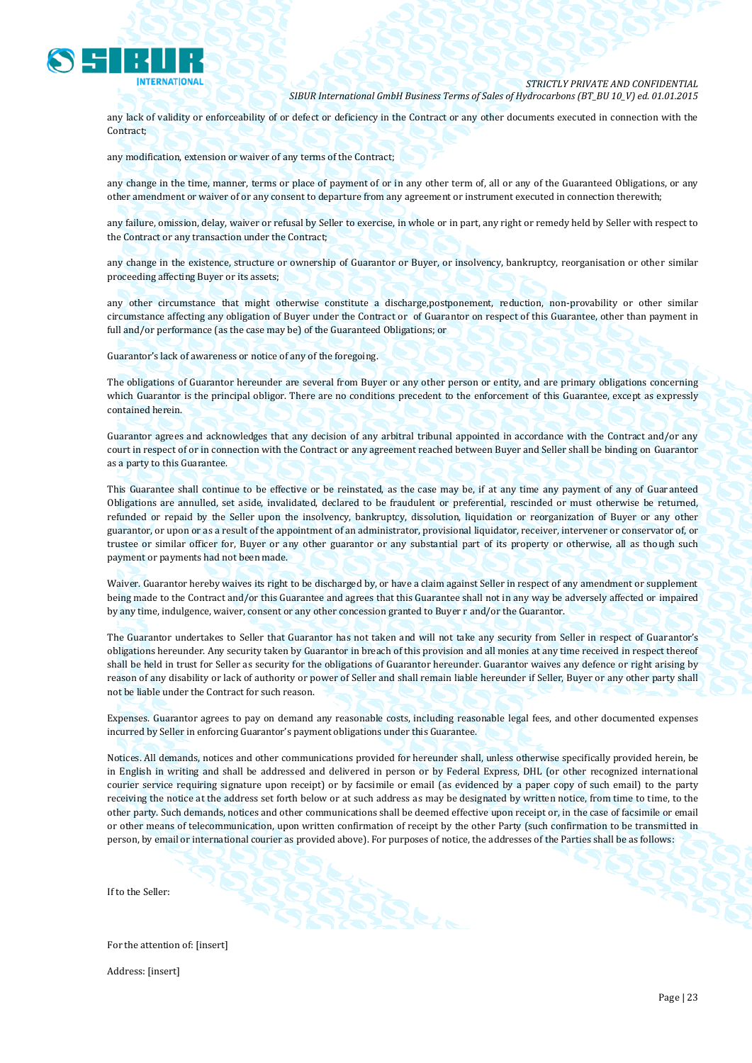any lack of validity or enforceability of or defect or deficiency in the Contract or any other documents executed in connection with the Contract;

any modification, extension or waiver of any terms of the Contract;

any change in the time, manner, terms or place of payment of or in any other term of, all or any of the Guaranteed Obligations, or any other amendment or waiver of or any consent to departure from any agreement or instrument executed in connection therewith;

any failure, omission, delay, waiver or refusal by Seller to exercise, in whole or in part, any right or remedy held by Seller with respect to the Contract or any transaction under the Contract;

any change in the existence, structure or ownership of Guarantor or Buyer, or insolvency, bankruptcy, reorganisation or other similar proceeding affecting Buyer or its assets;

any other circumstance that might otherwise constitute a discharge,postponement, reduction, non-provability or other similar circumstance affecting any obligation of Buyer under the Contract or of Guarantor on respect of this Guarantee, other than payment in full and/or performance (as the case may be) of the Guaranteed Obligations; or

Guarantor's lack of awareness or notice of any of the foregoing.

The obligations of Guarantor hereunder are several from Buyer or any other person or entity, and are primary obligations concerning which Guarantor is the principal obligor. There are no conditions precedent to the enforcement of this Guarantee, except as expressly contained herein.

Guarantor agrees and acknowledges that any decision of any arbitral tribunal appointed in accordance with the Contract and/or any court in respect of or in connection with the Contract or any agreement reached between Buyer and Seller shall be binding on Guarantor as a party to this Guarantee.

This Guarantee shall continue to be effective or be reinstated, as the case may be, if at any time any payment of any of Guaranteed Obligations are annulled, set aside, invalidated, declared to be fraudulent or preferential, rescinded or must otherwise be returned, refunded or repaid by the Seller upon the insolvency, bankruptcy, dissolution, liquidation or reorganization of Buyer or any other guarantor, or upon or as a result of the appointment of an administrator, provisional liquidator, receiver, intervener or conservator of, or trustee or similar officer for, Buyer or any other guarantor or any substantial part of its property or otherwise, all as though such payment or payments had not been made.

Waiver. Guarantor hereby waives its right to be discharged by, or have a claim against Seller in respect of any amendment or supplement being made to the Contract and/or this Guarantee and agrees that this Guarantee shall not in any way be adversely affected or impaired by any time, indulgence, waiver, consent or any other concession granted to Buyer r and/or the Guarantor.

The Guarantor undertakes to Seller that Guarantor has not taken and will not take any security from Seller in respect of Guarantor's obligations hereunder. Any security taken by Guarantor in breach of this provision and all monies at any time received in respect thereof shall be held in trust for Seller as security for the obligations of Guarantor hereunder. Guarantor waives any defence or right arising by reason of any disability or lack of authority or power of Seller and shall remain liable hereunder if Seller, Buyer or any other party shall not be liable under the Contract for such reason.

Expenses. Guarantor agrees to pay on demand any reasonable costs, including reasonable legal fees, and other documented expenses incurred by Seller in enforcing Guarantor's payment obligations under this Guarantee.

Notices. All demands, notices and other communications provided for hereunder shall, unless otherwise specifically provided herein, be in English in writing and shall be addressed and delivered in person or by Federal Express, DHL (or other recognized international courier service requiring signature upon receipt) or by facsimile or email (as evidenced by a paper copy of such email) to the party receiving the notice at the address set forth below or at such address as may be designated by written notice, from time to time, to the other party. Such demands, notices and other communications shall be deemed effective upon receipt or, in the case of facsimile or email or other means of telecommunication, upon written confirmation of receipt by the other Party (such confirmation to be transmitted in person, by email or international courier as provided above). For purposes of notice, the addresses of the Parties shall be as follows:

If to the Seller:

For the attention of: [insert]

Address: [insert]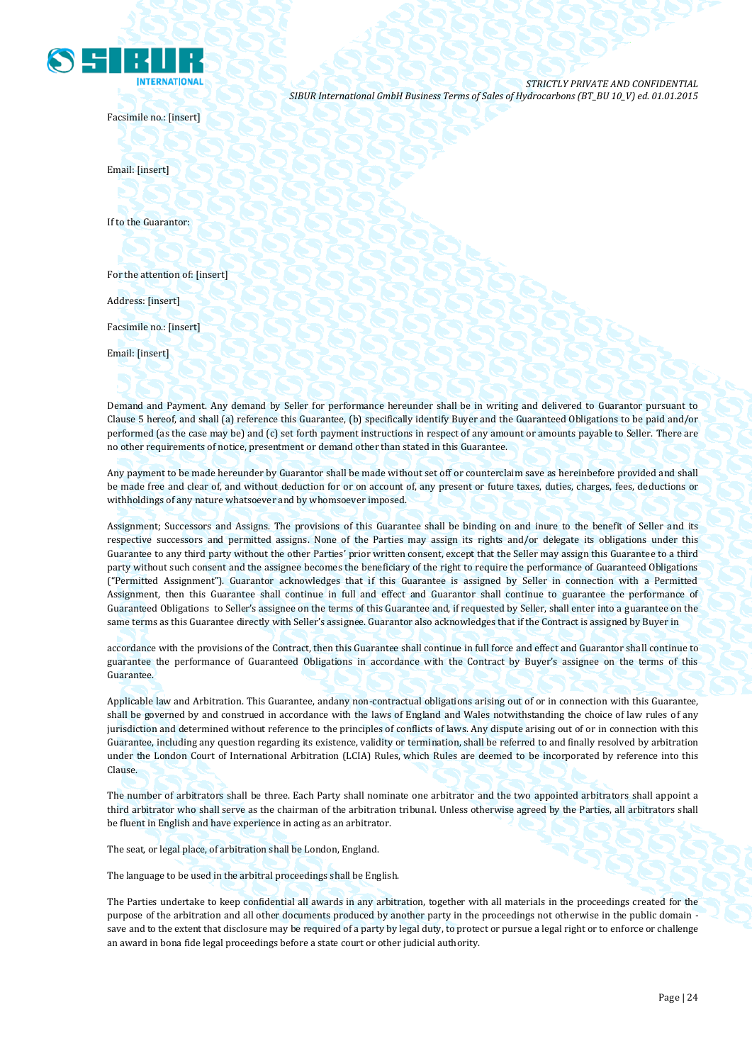Facsimile no.: [insert]

Email: [insert]

If to the Guarantor:

For the attention of: [insert]

Address: [insert]

Facsimile no.: [insert]

Email: [insert]

Demand and Payment. Any demand by Seller for performance hereunder shall be in writing and delivered to Guarantor pursuant to Clause 5 hereof, and shall (a) reference this Guarantee, (b) specifically identify Buyer and the Guaranteed Obligations to be paid and/or performed (as the case may be) and (c) set forth payment instructions in respect of any amount or amounts payable to Seller. There are no other requirements of notice, presentment or demand other than stated in this Guarantee.

Any payment to be made hereunder by Guarantor shall be made without set off or counterclaim save as hereinbefore provided and shall be made free and clear of, and without deduction for or on account of, any present or future taxes, duties, charges, fees, deductions or withholdings of any nature whatsoever and by whomsoever imposed.

Assignment; Successors and Assigns. The provisions of this Guarantee shall be binding on and inure to the benefit of Seller and its respective successors and permitted assigns. None of the Parties may assign its rights and/or delegate its obligations under this Guarantee to any third party without the other Parties' prior written consent, except that the Seller may assign this Guarantee to a third party without such consent and the assignee becomes the beneficiary of the right to require the performance of Guaranteed Obligations ("Permitted Assignment"). Guarantor acknowledges that if this Guarantee is assigned by Seller in connection with a Permitted Assignment, then this Guarantee shall continue in full and effect and Guarantor shall continue to guarantee the performance of Guaranteed Obligations to Seller's assignee on the terms of this Guarantee and, if requested by Seller, shall enter into a guarantee on the same terms as this Guarantee directly with Seller's assignee. Guarantor also acknowledges that if the Contract is assigned by Buyer in

accordance with the provisions of the Contract, then this Guarantee shall continue in full force and effect and Guarantor shall continue to guarantee the performance of Guaranteed Obligations in accordance with the Contract by Buyer's assignee on the terms of this Guarantee.

Applicable law and Arbitration. This Guarantee, andany non-contractual obligations arising out of or in connection with this Guarantee, shall be governed by and construed in accordance with the laws of England and Wales notwithstanding the choice of law rules of any jurisdiction and determined without reference to the principles of conflicts of laws. Any dispute arising out of or in connection with this Guarantee, including any question regarding its existence, validity or termination, shall be referred to and finally resolved by arbitration under the London Court of International Arbitration (LCIA) Rules, which Rules are deemed to be incorporated by reference into this Clause.

The number of arbitrators shall be three. Each Party shall nominate one arbitrator and the two appointed arbitrators shall appoint a third arbitrator who shall serve as the chairman of the arbitration tribunal. Unless otherwise agreed by the Parties, all arbitrators shall be fluent in English and have experience in acting as an arbitrator.

The seat, or legal place, of arbitration shall be London, England.

The language to be used in the arbitral proceedings shall be English.

The Parties undertake to keep confidential all awards in any arbitration, together with all materials in the proceedings created for the purpose of the arbitration and all other documents produced by another party in the proceedings not otherwise in the public domain - save and to the extent that disclosure may be required of a party by legal duty, to protect or pursue a legal right or to enforce or challenge an award in bona fide legal proceedings before a state court or other judicial authority.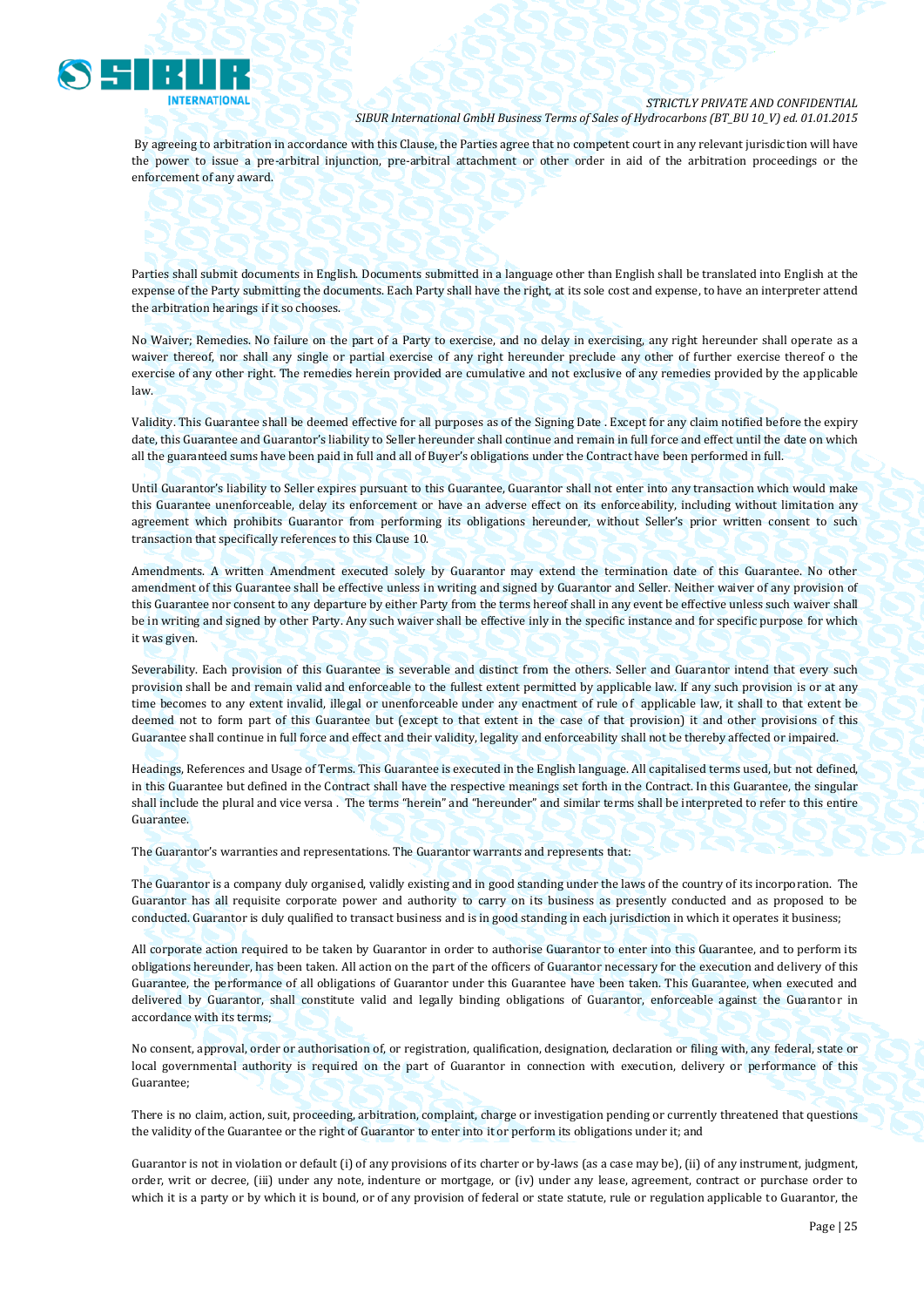By agreeing to arbitration in accordance with this Clause, the Parties agree that no competent court in any relevant jurisdiction will have the power to issue a pre-arbitral injunction, pre-arbitral attachment or other order in aid of the arbitration proceedings or the enforcement of any award.

Parties shall submit documents in English. Documents submitted in a language other than English shall be translated into English at the expense of the Party submitting the documents. Each Party shall have the right, at its sole cost and expense, to have an interpreter attend the arbitration hearings if it so chooses.

No Waiver; Remedies. No failure on the part of a Party to exercise, and no delay in exercising, any right hereunder shall operate as a waiver thereof, nor shall any single or partial exercise of any right hereunder preclude any other of further exercise thereof o the exercise of any other right. The remedies herein provided are cumulative and not exclusive of any remedies provided by the applicable law.

Validity. This Guarantee shall be deemed effective for all purposes as of the Signing Date . Except for any claim notified before the expiry date, this Guarantee and Guarantor's liability to Seller hereunder shall continue and remain in full force and effect until the date on which all the guaranteed sums have been paid in full and all of Buyer's obligations under the Contract have been performed in full.

Until Guarantor's liability to Seller expires pursuant to this Guarantee, Guarantor shall not enter into any transaction which would make this Guarantee unenforceable, delay its enforcement or have an adverse effect on its enforceability, including without limitation any agreement which prohibits Guarantor from performing its obligations hereunder, without Seller's prior written consent to such transaction that specifically references to this Clause 10.

Amendments. A written Amendment executed solely by Guarantor may extend the termination date of this Guarantee. No other amendment of this Guarantee shall be effective unless in writing and signed by Guarantor and Seller. Neither waiver of any provision of this Guarantee nor consent to any departure by either Party from the terms hereof shall in any event be effective unless such waiver shall be in writing and signed by other Party. Any such waiver shall be effective inly in the specific instance and for specific purpose for which it was given.

Severability. Each provision of this Guarantee is severable and distinct from the others. Seller and Guarantor intend that every such provision shall be and remain valid and enforceable to the fullest extent permitted by applicable law. If any such provision is or at any time becomes to any extent invalid, illegal or unenforceable under any enactment of rule of applicable law, it shall to that extent be deemed not to form part of this Guarantee but (except to that extent in the case of that provision) it and other provisions of this Guarantee shall continue in full force and effect and their validity, legality and enforceability shall not be thereby affected or impaired.

Headings, References and Usage of Terms. This Guarantee is executed in the English language. All capitalised terms used, but not defined, in this Guarantee but defined in the Contract shall have the respective meanings set forth in the Contract. In this Guarantee, the singular shall include the plural and vice versa . The terms "herein" and "hereunder" and similar terms shall be interpreted to refer to this entire Guarantee.

The Guarantor's warranties and representations. The Guarantor warrants and represents that:

The Guarantor is a company duly organised, validly existing and in good standing under the laws of the country of its incorporation. The Guarantor has all requisite corporate power and authority to carry on its business as presently conducted and as proposed to be conducted. Guarantor is duly qualified to transact business and is in good standing in each jurisdiction in which it operates it business;

All corporate action required to be taken by Guarantor in order to authorise Guarantor to enter into this Guarantee, and to perform its obligations hereunder, has been taken. All action on the part of the officers of Guarantor necessary for the execution and delivery of this Guarantee, the performance of all obligations of Guarantor under this Guarantee have been taken. This Guarantee, when executed and delivered by Guarantor, shall constitute valid and legally binding obligations of Guarantor, enforceable against the Guarantor in accordance with its terms;

No consent, approval, order or authorisation of, or registration, qualification, designation, declaration or filing with, any federal, state or local governmental authority is required on the part of Guarantor in connection with execution, delivery or performance of this Guarantee;

There is no claim, action, suit, proceeding, arbitration, complaint, charge or investigation pending or currently threatened that questions the validity of the Guarantee or the right of Guarantor to enter into it or perform its obligations under it; and

Guarantor is not in violation or default (i) of any provisions of its charter or by-laws (as a case may be), (ii) of any instrument, judgment, order, writ or decree, (iii) under any note, indenture or mortgage, or (iv) under any lease, agreement, contract or purchase order to which it is a party or by which it is bound, or of any provision of federal or state statute, rule or regulation applicable to Guarantor, the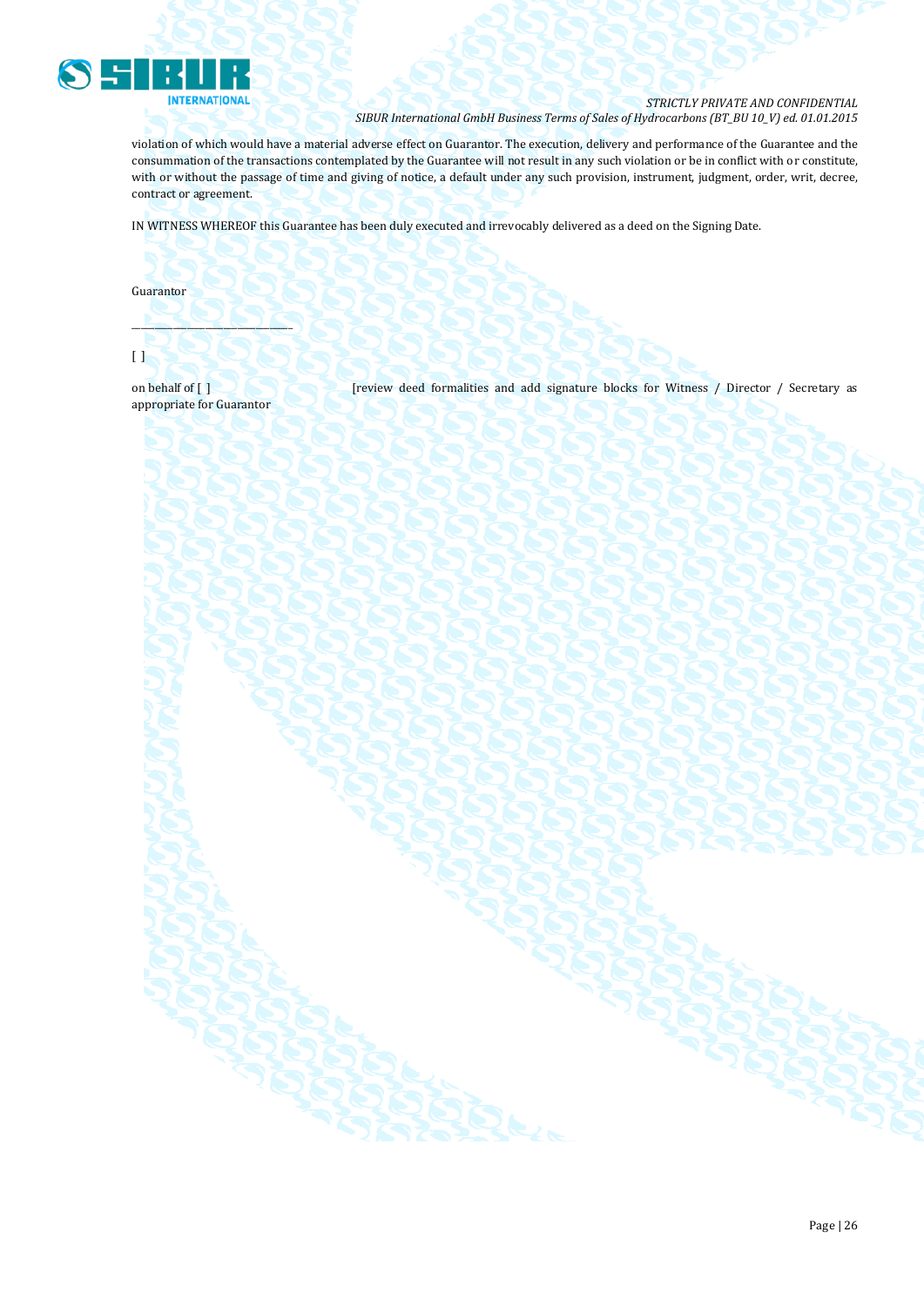violation of which would have a material adverse effect on Guarantor. The execution, delivery and performance of the Guarantee and the consummation of the transactions contemplated by the Guarantee will not result in any such violation or be in conflict with or constitute, with or without the passage of time and giving of notice, a default under any such provision, instrument, judgment, order, writ, decree, contract or agreement.

IN WITNESS WHEREOF this Guarantee has been duly executed and irrevocably delivered as a deed on the Signing Date.

Guarantor

______________________________

[ ]

on behalf of [ ] [review deed formalities and add signature blocks for Witness / Director / Secretary as appropriate for Guarantor